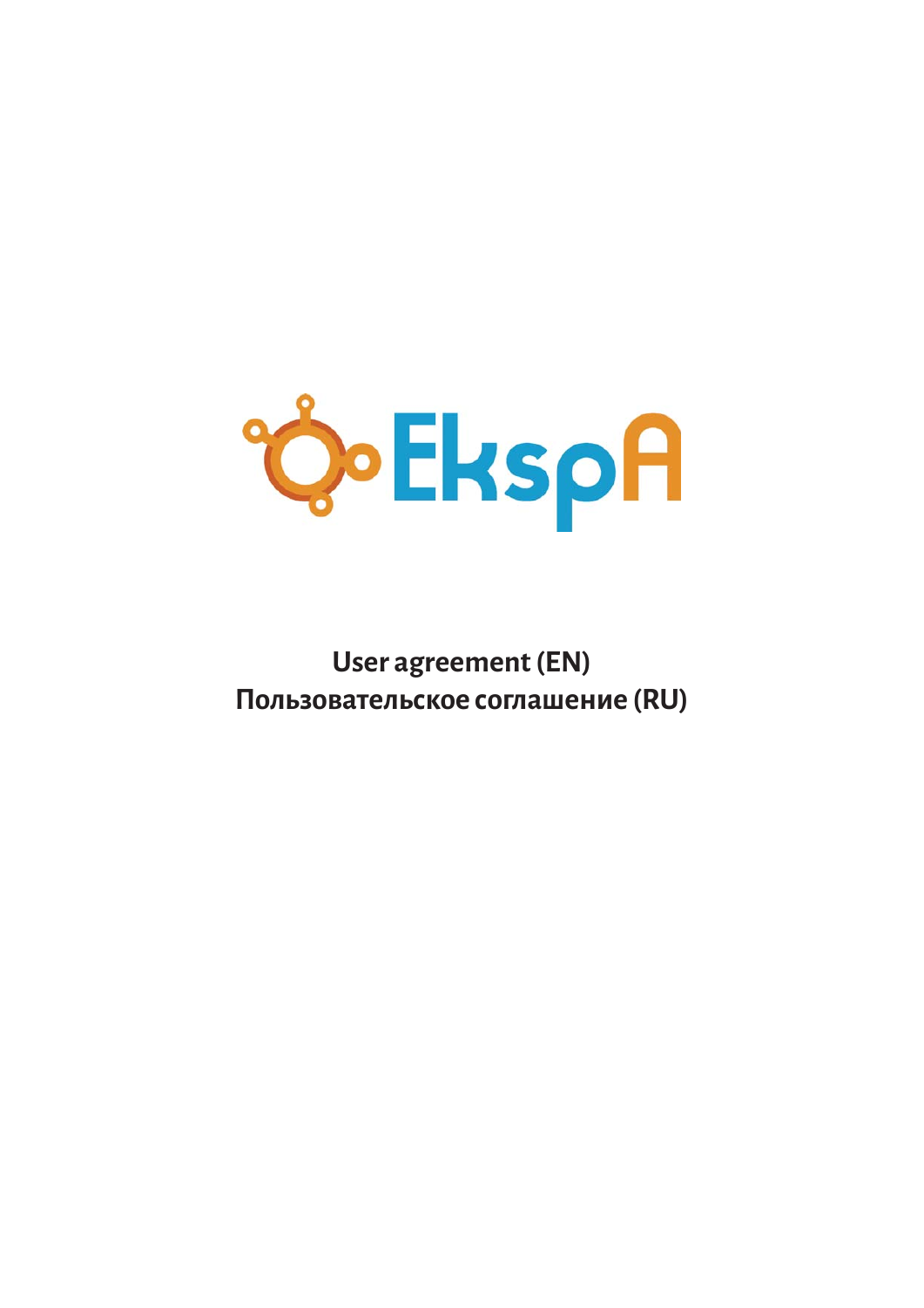EkspA

# User agreement (EN)
# Пользовательское соглашение (RU)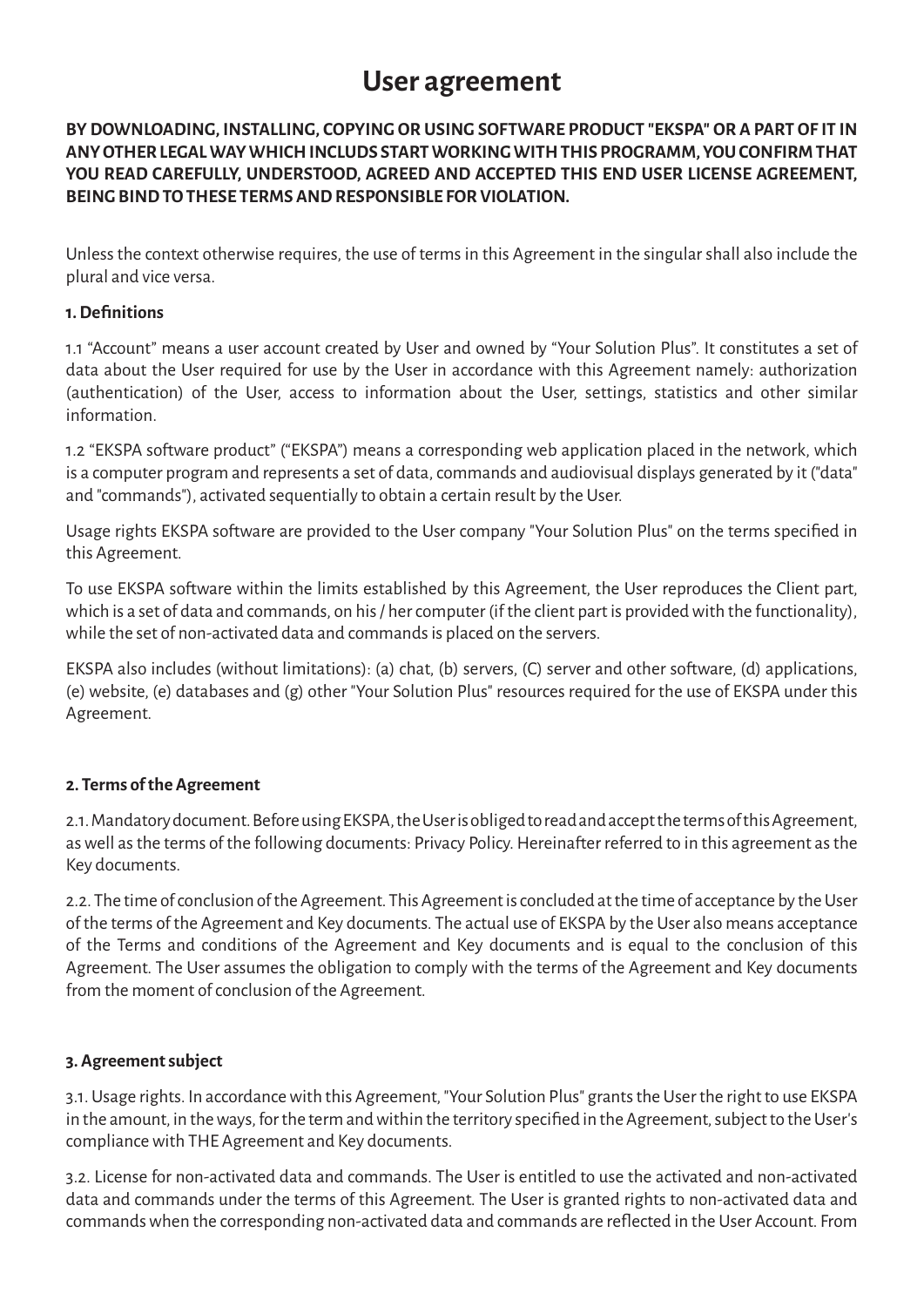# User agreement

**BY DOWNLOADING, INSTALLING, COPYING OR USING SOFTWARE PRODUCT "EKSPA" OR A PART OF IT IN ANY OTHER LEGAL WAY WHICH INCLUDS START WORKING WITH THIS PROGRAMM, YOU CONFIRM THAT YOU READ CAREFULLY, UNDERSTOOD, AGREED AND ACCEPTED THIS END USER LICENSE AGREEMENT, BEING BIND TO THESE TERMS AND RESPONSIBLE FOR VIOLATION.**

Unless the context otherwise requires, the use of terms in this Agreement in the singular shall also include the plural and vice versa.

#### 1. Definitions

1.1 "Account" means a user account created by User and owned by "Your Solution Plus". It constitutes a set of data about the User required for use by the User in accordance with this Agreement namely: authorization (authentication) of the User, access to information about the User, settings, statistics and other similar information.

1.2 "EKSPA software product" ("EKSPA") means a corresponding web application placed in the network, which is a computer program and represents a set of data, commands and audiovisual displays generated by it ("data" and "commands"), activated sequentially to obtain a certain result by the User.

Usage rights EKSPA software are provided to the User company "Your Solution Plus" on the terms specified in this Agreement.

To use EKSPA software within the limits established by this Agreement, the User reproduces the Client part, which is a set of data and commands, on his / her computer (if the client part is provided with the functionality), while the set of non-activated data and commands is placed on the servers.

EKSPA also includes (without limitations): (a) chat, (b) servers, (C) server and other software, (d) applications, (e) website, (e) databases and (g) other "Your Solution Plus" resources required for the use of EKSPA under this Agreement.

#### 2. Terms of the Agreement

2.1. Mandatory document. Before using EKSPA, the User is obliged to read and accept the terms of this Agreement, as well as the terms of the following documents: Privacy Policy. Hereinafter referred to in this agreement as the Key documents.

2.2. The time of conclusion of the Agreement. This Agreement is concluded at the time of acceptance by the User of the terms of the Agreement and Key documents. The actual use of EKSPA by the User also means acceptance of the Terms and conditions of the Agreement and Key documents and is equal to the conclusion of this Agreement. The User assumes the obligation to comply with the terms of the Agreement and Key documents from the moment of conclusion of the Agreement.

#### 3. Agreement subject

3.1. Usage rights. In accordance with this Agreement, "Your Solution Plus" grants the User the right to use EKSPA in the amount, in the ways, for the term and within the territory specified in the Agreement, subject to the User's compliance with THE Agreement and Key documents.

3.2. License for non-activated data and commands. The User is entitled to use the activated and non-activated data and commands under the terms of this Agreement. The User is granted rights to non-activated data and commands when the corresponding non-activated data and commands are reflected in the User Account. From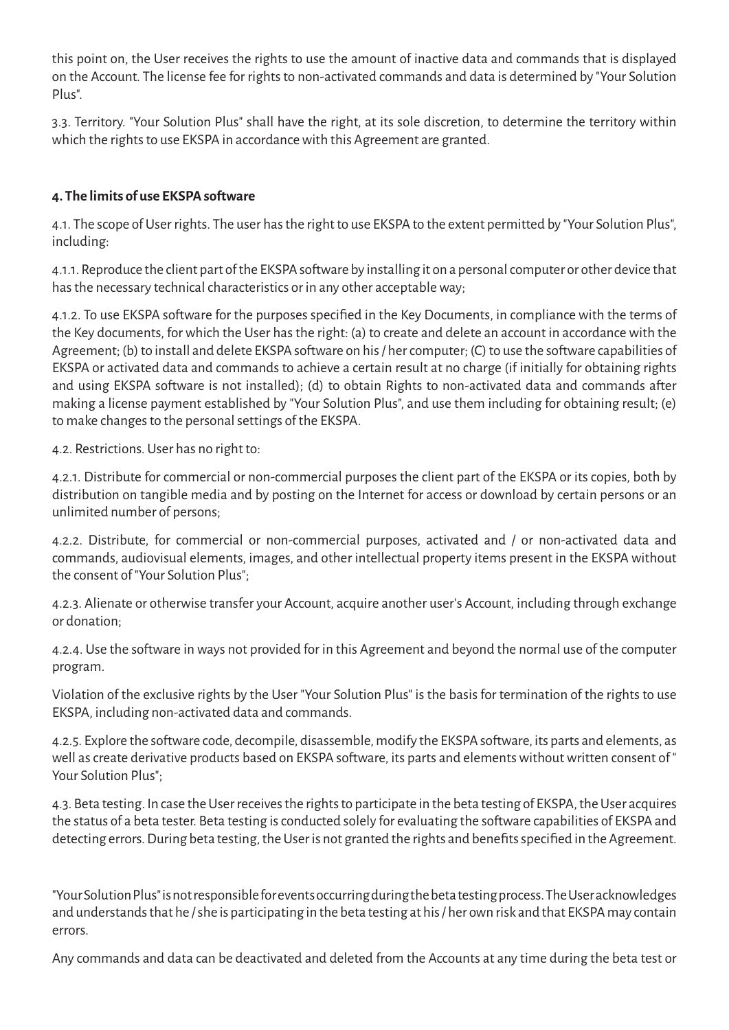this point on, the User receives the rights to use the amount of inactive data and commands that is displayed on the Account. The license fee for rights to non-activated commands and data is determined by "Your Solution Plus".

3.3. Territory. "Your Solution Plus" shall have the right, at its sole discretion, to determine the territory within which the rights to use EKSPA in accordance with this Agreement are granted.

**4. The limits of use EKSPA software**

4.1. The scope of User rights. The user has the right to use EKSPA to the extent permitted by "Your Solution Plus", including:

4.1.1. Reproduce the client part of the EKSPA software by installing it on a personal computer or other device that has the necessary technical characteristics or in any other acceptable way;

4.1.2. To use EKSPA software for the purposes specified in the Key Documents, in compliance with the terms of the Key documents, for which the User has the right: (a) to create and delete an account in accordance with the Agreement; (b) to install and delete EKSPA software on his / her computer; (C) to use the software capabilities of EKSPA or activated data and commands to achieve a certain result at no charge (if initially for obtaining rights and using EKSPA software is not installed); (d) to obtain Rights to non-activated data and commands after making a license payment established by "Your Solution Plus", and use them including for obtaining result; (e) to make changes to the personal settings of the EKSPA.

4.2. Restrictions. User has no right to:

4.2.1. Distribute for commercial or non-commercial purposes the client part of the EKSPA or its copies, both by distribution on tangible media and by posting on the Internet for access or download by certain persons or an unlimited number of persons;

4.2.2. Distribute, for commercial or non-commercial purposes, activated and / or non-activated data and commands, audiovisual elements, images, and other intellectual property items present in the EKSPA without the consent of "Your Solution Plus";

4.2.3. Alienate or otherwise transfer your Account, acquire another user's Account, including through exchange or donation;

4.2.4. Use the software in ways not provided for in this Agreement and beyond the normal use of the computer program.

Violation of the exclusive rights by the User "Your Solution Plus" is the basis for termination of the rights to use EKSPA, including non-activated data and commands.

4.2.5. Explore the software code, decompile, disassemble, modify the EKSPA software, its parts and elements, as well as create derivative products based on EKSPA software, its parts and elements without written consent of " Your Solution Plus";

4.3. Beta testing. In case the User receives the rights to participate in the beta testing of EKSPA, the User acquires the status of a beta tester. Beta testing is conducted solely for evaluating the software capabilities of EKSPA and detecting errors. During beta testing, the User is not granted the rights and benefits specified in the Agreement.

"Your Solution Plus" is not responsible for events occurring during the beta testing process. The User acknowledges and understands that he / she is participating in the beta testing at his / her own risk and that EKSPA may contain errors.

Any commands and data can be deactivated and deleted from the Accounts at any time during the beta test or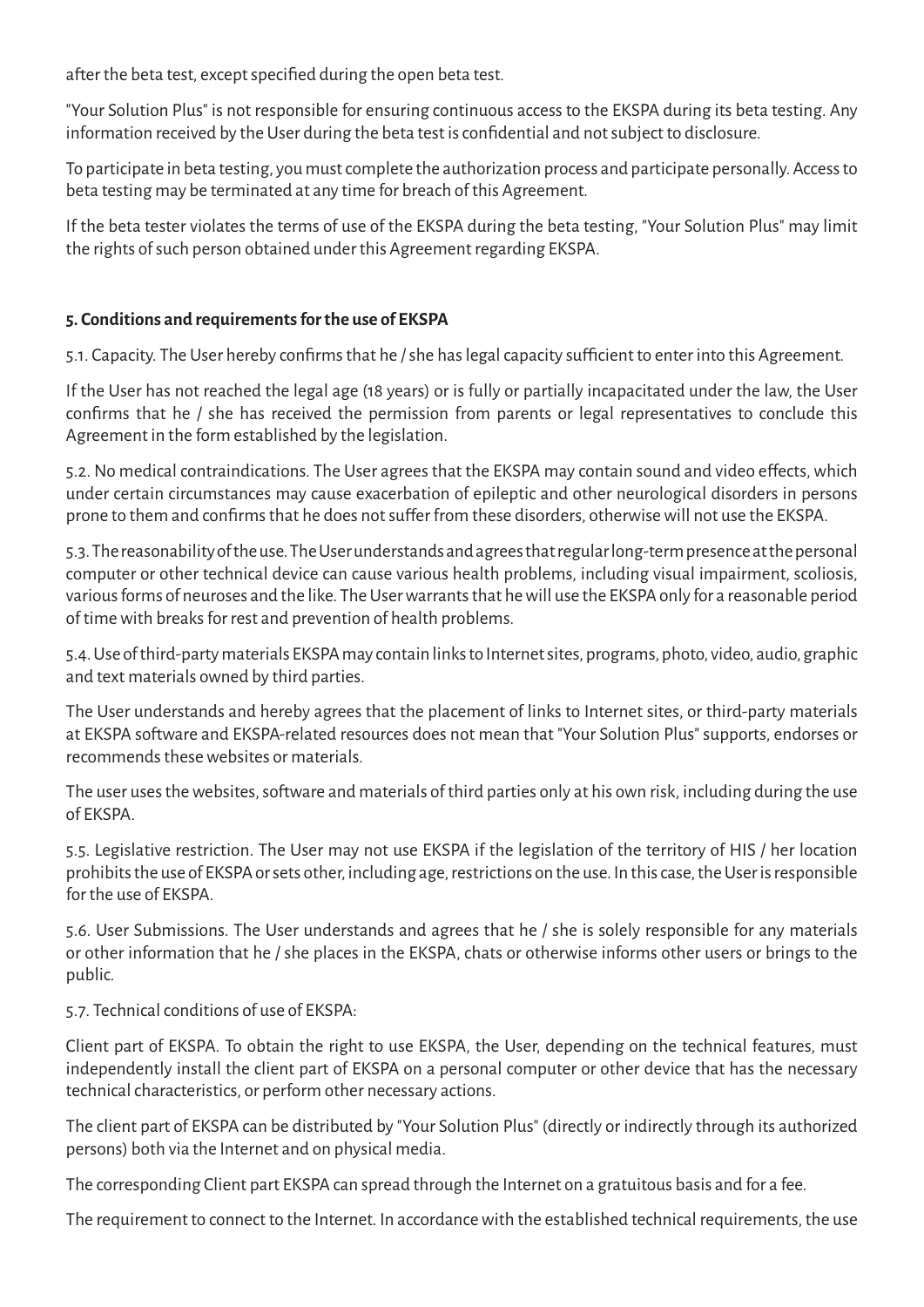after the beta test, except specified during the open beta test.

"Your Solution Plus" is not responsible for ensuring continuous access to the EKSPA during its beta testing. Any information received by the User during the beta test is confidential and not subject to disclosure.

To participate in beta testing, you must complete the authorization process and participate personally. Access to beta testing may be terminated at any time for breach of this Agreement.

If the beta tester violates the terms of use of the EKSPA during the beta testing, "Your Solution Plus" may limit the rights of such person obtained under this Agreement regarding EKSPA.

**5. Conditions and requirements for the use of EKSPA**

5.1. Capacity. The User hereby confirms that he / she has legal capacity sufficient to enter into this Agreement.

If the User has not reached the legal age (18 years) or is fully or partially incapacitated under the law, the User confirms that he / she has received the permission from parents or legal representatives to conclude this Agreement in the form established by the legislation.

5.2. No medical contraindications. The User agrees that the EKSPA may contain sound and video effects, which under certain circumstances may cause exacerbation of epileptic and other neurological disorders in persons prone to them and confirms that he does not suffer from these disorders, otherwise will not use the EKSPA.

5.3. The reasonability of the use. The User understands and agrees that regular long-term presence at the personal computer or other technical device can cause various health problems, including visual impairment, scoliosis, various forms of neuroses and the like. The User warrants that he will use the EKSPA only for a reasonable period of time with breaks for rest and prevention of health problems.

5.4. Use of third-party materials EKSPA may contain links to Internet sites, programs, photo, video, audio, graphic and text materials owned by third parties.

The User understands and hereby agrees that the placement of links to Internet sites, or third-party materials at EKSPA software and EKSPA-related resources does not mean that "Your Solution Plus" supports, endorses or recommends these websites or materials.

The user uses the websites, software and materials of third parties only at his own risk, including during the use of EKSPA.

5.5. Legislative restriction. The User may not use EKSPA if the legislation of the territory of HIS / her location prohibits the use of EKSPA or sets other, including age, restrictions on the use. In this case, the User is responsible for the use of EKSPA.

5.6. User Submissions. The User understands and agrees that he / she is solely responsible for any materials or other information that he / she places in the EKSPA, chats or otherwise informs other users or brings to the public.

5.7. Technical conditions of use of EKSPA:

Client part of EKSPA. To obtain the right to use EKSPA, the User, depending on the technical features, must independently install the client part of EKSPA on a personal computer or other device that has the necessary technical characteristics, or perform other necessary actions.

The client part of EKSPA can be distributed by "Your Solution Plus" (directly or indirectly through its authorized persons) both via the Internet and on physical media.

The corresponding Client part EKSPA can spread through the Internet on a gratuitous basis and for a fee.

The requirement to connect to the Internet. In accordance with the established technical requirements, the use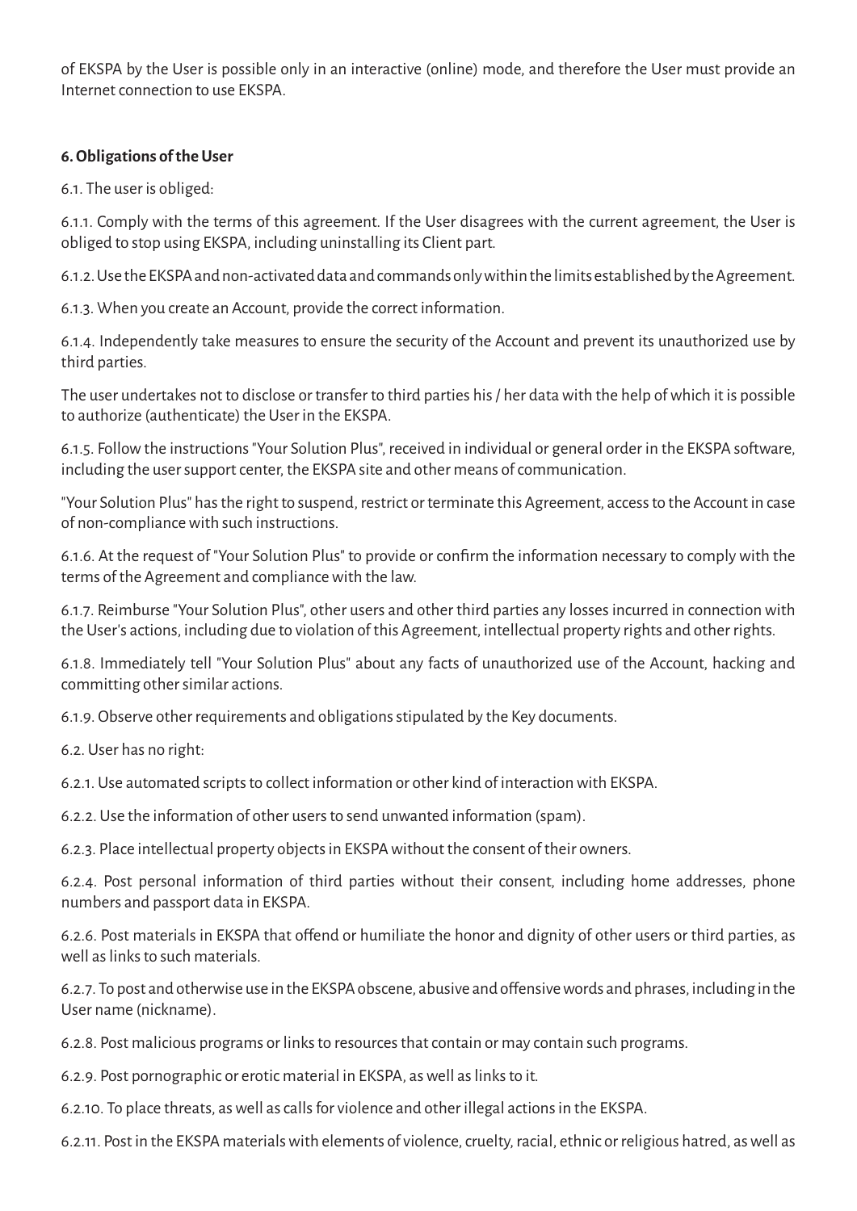of EKSPA by the User is possible only in an interactive (online) mode, and therefore the User must provide an Internet connection to use EKSPA.

**6. Obligations of the User**

6.1. The user is obliged:

6.1.1. Comply with the terms of this agreement. If the User disagrees with the current agreement, the User is obliged to stop using EKSPA, including uninstalling its Client part.

6.1.2. Use the EKSPA and non-activated data and commands only within the limits established by the Agreement.

6.1.3. When you create an Account, provide the correct information.

6.1.4. Independently take measures to ensure the security of the Account and prevent its unauthorized use by third parties.

The user undertakes not to disclose or transfer to third parties his / her data with the help of which it is possible to authorize (authenticate) the User in the EKSPA.

6.1.5. Follow the instructions "Your Solution Plus", received in individual or general order in the EKSPA software, including the user support center, the EKSPA site and other means of communication.

"Your Solution Plus" has the right to suspend, restrict or terminate this Agreement, access to the Account in case of non-compliance with such instructions.

6.1.6. At the request of "Your Solution Plus" to provide or confirm the information necessary to comply with the terms of the Agreement and compliance with the law.

6.1.7. Reimburse "Your Solution Plus", other users and other third parties any losses incurred in connection with the User's actions, including due to violation of this Agreement, intellectual property rights and other rights.

6.1.8. Immediately tell "Your Solution Plus" about any facts of unauthorized use of the Account, hacking and committing other similar actions.

6.1.9. Observe other requirements and obligations stipulated by the Key documents.

6.2. User has no right:

6.2.1. Use automated scripts to collect information or other kind of interaction with EKSPA.

6.2.2. Use the information of other users to send unwanted information (spam).

6.2.3. Place intellectual property objects in EKSPA without the consent of their owners.

6.2.4. Post personal information of third parties without their consent, including home addresses, phone numbers and passport data in EKSPA.

6.2.6. Post materials in EKSPA that offend or humiliate the honor and dignity of other users or third parties, as well as links to such materials.

6.2.7. To post and otherwise use in the EKSPA obscene, abusive and offensive words and phrases, including in the User name (nickname).

6.2.8. Post malicious programs or links to resources that contain or may contain such programs.

6.2.9. Post pornographic or erotic material in EKSPA, as well as links to it.

6.2.10. To place threats, as well as calls for violence and other illegal actions in the EKSPA.

6.2.11. Post in the EKSPA materials with elements of violence, cruelty, racial, ethnic or religious hatred, as well as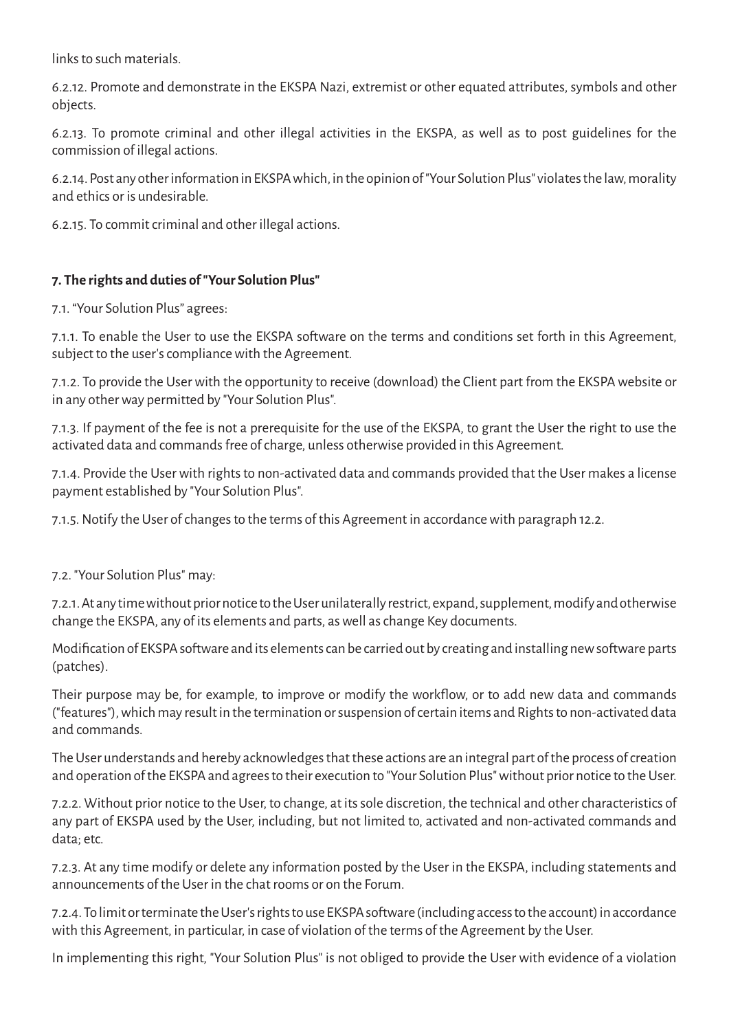links to such materials.

6.2.12. Promote and demonstrate in the EKSPA Nazi, extremist or other equated attributes, symbols and other objects.

6.2.13. To promote criminal and other illegal activities in the EKSPA, as well as to post guidelines for the commission of illegal actions.

6.2.14. Post any other information in EKSPA which, in the opinion of "Your Solution Plus" violates the law, morality and ethics or is undesirable.

6.2.15. To commit criminal and other illegal actions.

## 7. The rights and duties of "Your Solution Plus"

7.1. "Your Solution Plus" agrees:

7.1.1. To enable the User to use the EKSPA software on the terms and conditions set forth in this Agreement, subject to the user's compliance with the Agreement.

7.1.2. To provide the User with the opportunity to receive (download) the Client part from the EKSPA website or in any other way permitted by "Your Solution Plus".

7.1.3. If payment of the fee is not a prerequisite for the use of the EKSPA, to grant the User the right to use the activated data and commands free of charge, unless otherwise provided in this Agreement.

7.1.4. Provide the User with rights to non-activated data and commands provided that the User makes a license payment established by "Your Solution Plus".

7.1.5. Notify the User of changes to the terms of this Agreement in accordance with paragraph 12.2.

7.2. "Your Solution Plus" may:

7.2.1. At any time without prior notice to the User unilaterally restrict, expand, supplement, modify and otherwise change the EKSPA, any of its elements and parts, as well as change Key documents.

Modification of EKSPA software and its elements can be carried out by creating and installing new software parts (patches).

Their purpose may be, for example, to improve or modify the workflow, or to add new data and commands ("features"), which may result in the termination or suspension of certain items and Rights to non-activated data and commands.

The User understands and hereby acknowledges that these actions are an integral part of the process of creation and operation of the EKSPA and agrees to their execution to "Your Solution Plus" without prior notice to the User.

7.2.2. Without prior notice to the User, to change, at its sole discretion, the technical and other characteristics of any part of EKSPA used by the User, including, but not limited to, activated and non-activated commands and data; etc.

7.2.3. At any time modify or delete any information posted by the User in the EKSPA, including statements and announcements of the User in the chat rooms or on the Forum.

7.2.4. To limit or terminate the User's rights to use EKSPA software (including access to the account) in accordance with this Agreement, in particular, in case of violation of the terms of the Agreement by the User.

In implementing this right, "Your Solution Plus" is not obliged to provide the User with evidence of a violation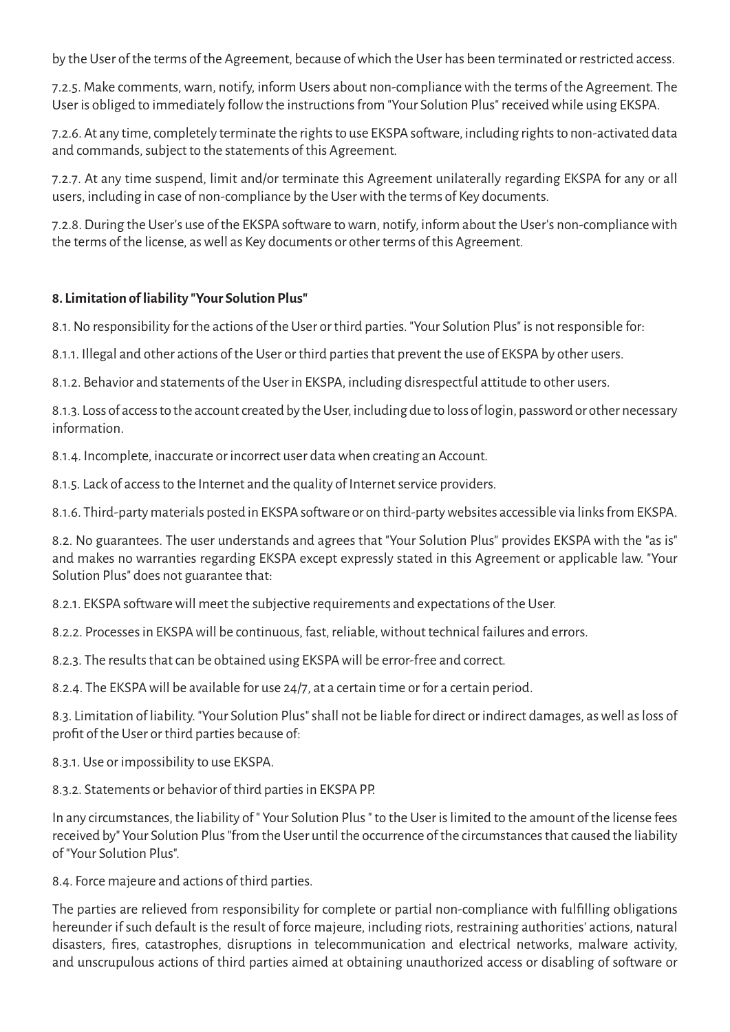by the User of the terms of the Agreement, because of which the User has been terminated or restricted access.

7.2.5. Make comments, warn, notify, inform Users about non-compliance with the terms of the Agreement. The User is obliged to immediately follow the instructions from "Your Solution Plus" received while using EKSPA.

7.2.6. At any time, completely terminate the rights to use EKSPA software, including rights to non-activated data and commands, subject to the statements of this Agreement.

7.2.7. At any time suspend, limit and/or terminate this Agreement unilaterally regarding EKSPA for any or all users, including in case of non-compliance by the User with the terms of Key documents.

7.2.8. During the User's use of the EKSPA software to warn, notify, inform about the User's non-compliance with the terms of the license, as well as Key documents or other terms of this Agreement.

**8. Limitation of liability "Your Solution Plus"**

8.1. No responsibility for the actions of the User or third parties. "Your Solution Plus" is not responsible for:

8.1.1. Illegal and other actions of the User or third parties that prevent the use of EKSPA by other users.

8.1.2. Behavior and statements of the User in EKSPA, including disrespectful attitude to other users.

8.1.3. Loss of access to the account created by the User, including due to loss of login, password or other necessary information.

8.1.4. Incomplete, inaccurate or incorrect user data when creating an Account.

8.1.5. Lack of access to the Internet and the quality of Internet service providers.

8.1.6. Third-party materials posted in EKSPA software or on third-party websites accessible via links from EKSPA.

8.2. No guarantees. The user understands and agrees that "Your Solution Plus" provides EKSPA with the "as is" and makes no warranties regarding EKSPA except expressly stated in this Agreement or applicable law. "Your Solution Plus" does not guarantee that:

8.2.1. EKSPA software will meet the subjective requirements and expectations of the User.

8.2.2. Processes in EKSPA will be continuous, fast, reliable, without technical failures and errors.

8.2.3. The results that can be obtained using EKSPA will be error-free and correct.

8.2.4. The EKSPA will be available for use 24/7, at a certain time or for a certain period.

8.3. Limitation of liability. "Your Solution Plus" shall not be liable for direct or indirect damages, as well as loss of profit of the User or third parties because of:

8.3.1. Use or impossibility to use EKSPA.

8.3.2. Statements or behavior of third parties in EKSPA PP.

In any circumstances, the liability of " Your Solution Plus " to the User is limited to the amount of the license fees received by" Your Solution Plus "from the User until the occurrence of the circumstances that caused the liability of "Your Solution Plus".

8.4. Force majeure and actions of third parties.

The parties are relieved from responsibility for complete or partial non-compliance with fulfilling obligations hereunder if such default is the result of force majeure, including riots, restraining authorities' actions, natural disasters, fires, catastrophes, disruptions in telecommunication and electrical networks, malware activity, and unscrupulous actions of third parties aimed at obtaining unauthorized access or disabling of software or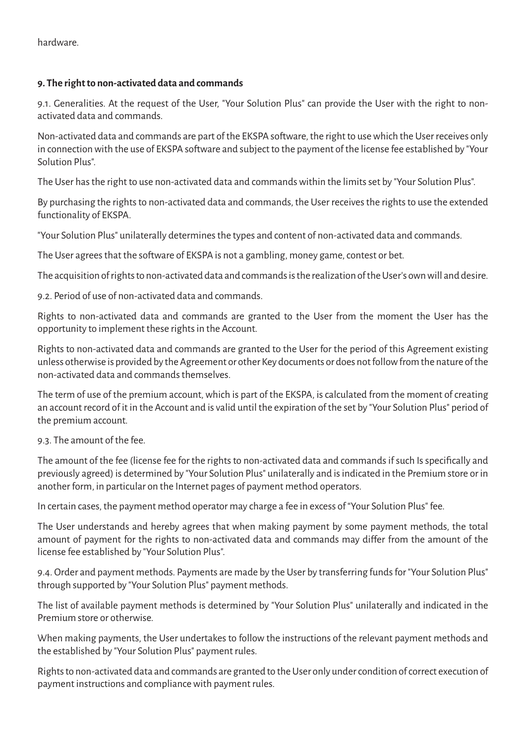hardware.

**9. The right to non-activated data and commands**

9.1. Generalities. At the request of the User, "Your Solution Plus" can provide the User with the right to non-activated data and commands.

Non-activated data and commands are part of the EKSPA software, the right to use which the User receives only in connection with the use of EKSPA software and subject to the payment of the license fee established by "Your Solution Plus".

The User has the right to use non-activated data and commands within the limits set by "Your Solution Plus".

By purchasing the rights to non-activated data and commands, the User receives the rights to use the extended functionality of EKSPA.

"Your Solution Plus" unilaterally determines the types and content of non-activated data and commands.

The User agrees that the software of EKSPA is not a gambling, money game, contest or bet.

The acquisition of rights to non-activated data and commands is the realization of the User's own will and desire.

9.2. Period of use of non-activated data and commands.

Rights to non-activated data and commands are granted to the User from the moment the User has the opportunity to implement these rights in the Account.

Rights to non-activated data and commands are granted to the User for the period of this Agreement existing unless otherwise is provided by the Agreement or other Key documents or does not follow from the nature of the non-activated data and commands themselves.

The term of use of the premium account, which is part of the EKSPA, is calculated from the moment of creating an account record of it in the Account and is valid until the expiration of the set by "Your Solution Plus" period of the premium account.

9.3. The amount of the fee.

The amount of the fee (license fee for the rights to non-activated data and commands if such Is specifically and previously agreed) is determined by "Your Solution Plus" unilaterally and is indicated in the Premium store or in another form, in particular on the Internet pages of payment method operators.

In certain cases, the payment method operator may charge a fee in excess of "Your Solution Plus" fee.

The User understands and hereby agrees that when making payment by some payment methods, the total amount of payment for the rights to non-activated data and commands may differ from the amount of the license fee established by "Your Solution Plus".

9.4. Order and payment methods. Payments are made by the User by transferring funds for "Your Solution Plus" through supported by "Your Solution Plus" payment methods.

The list of available payment methods is determined by "Your Solution Plus" unilaterally and indicated in the Premium store or otherwise.

When making payments, the User undertakes to follow the instructions of the relevant payment methods and the established by "Your Solution Plus" payment rules.

Rights to non-activated data and commands are granted to the User only under condition of correct execution of payment instructions and compliance with payment rules.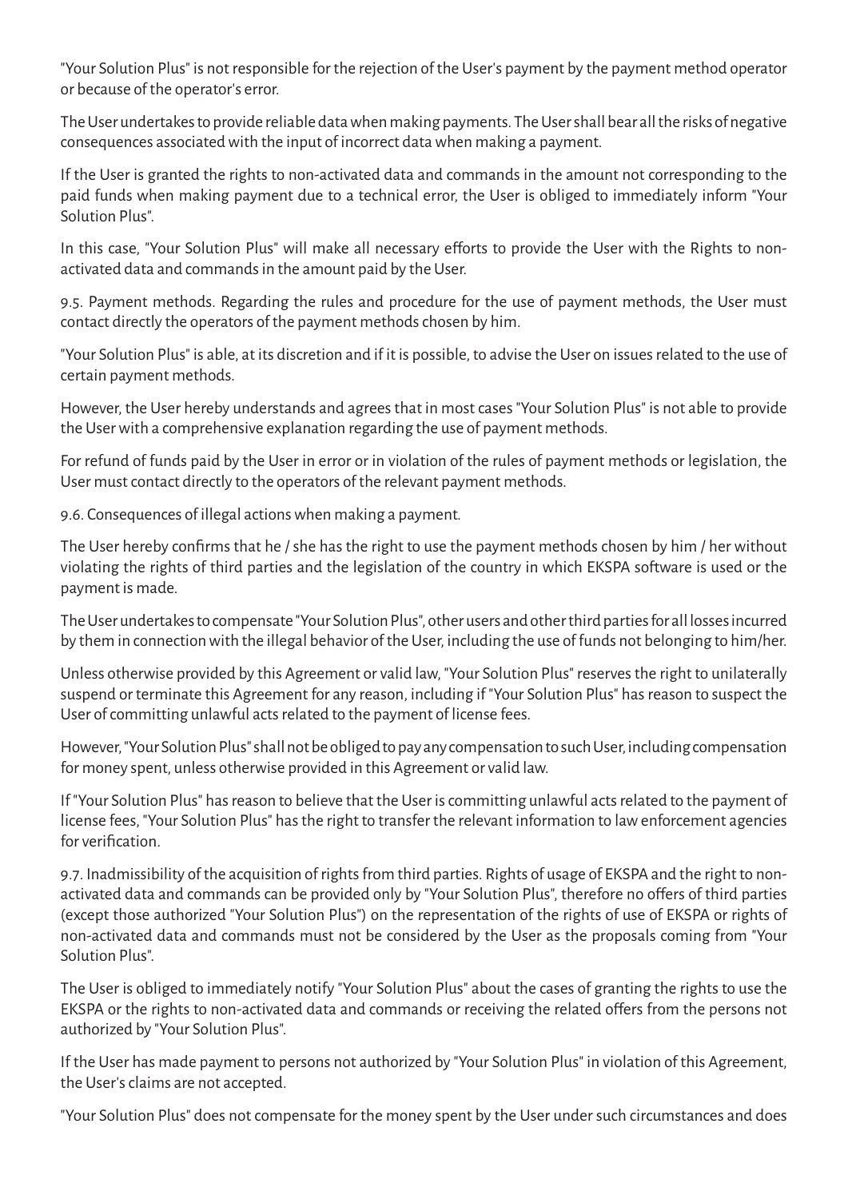"Your Solution Plus" is not responsible for the rejection of the User's payment by the payment method operator or because of the operator's error.

The User undertakes to provide reliable data when making payments. The User shall bear all the risks of negative consequences associated with the input of incorrect data when making a payment.

If the User is granted the rights to non-activated data and commands in the amount not corresponding to the paid funds when making payment due to a technical error, the User is obliged to immediately inform "Your Solution Plus".

In this case, "Your Solution Plus" will make all necessary efforts to provide the User with the Rights to non-activated data and commands in the amount paid by the User.

9.5. Payment methods. Regarding the rules and procedure for the use of payment methods, the User must contact directly the operators of the payment methods chosen by him.

"Your Solution Plus" is able, at its discretion and if it is possible, to advise the User on issues related to the use of certain payment methods.

However, the User hereby understands and agrees that in most cases "Your Solution Plus" is not able to provide the User with a comprehensive explanation regarding the use of payment methods.

For refund of funds paid by the User in error or in violation of the rules of payment methods or legislation, the User must contact directly to the operators of the relevant payment methods.

9.6. Consequences of illegal actions when making a payment.

The User hereby confirms that he / she has the right to use the payment methods chosen by him / her without violating the rights of third parties and the legislation of the country in which EKSPA software is used or the payment is made.

The User undertakes to compensate "Your Solution Plus", other users and other third parties for all losses incurred by them in connection with the illegal behavior of the User, including the use of funds not belonging to him/her.

Unless otherwise provided by this Agreement or valid law, "Your Solution Plus" reserves the right to unilaterally suspend or terminate this Agreement for any reason, including if "Your Solution Plus" has reason to suspect the User of committing unlawful acts related to the payment of license fees.

However, "Your Solution Plus" shall not be obliged to pay any compensation to such User, including compensation for money spent, unless otherwise provided in this Agreement or valid law.

If "Your Solution Plus" has reason to believe that the User is committing unlawful acts related to the payment of license fees, "Your Solution Plus" has the right to transfer the relevant information to law enforcement agencies for verification.

9.7. Inadmissibility of the acquisition of rights from third parties. Rights of usage of EKSPA and the right to non-activated data and commands can be provided only by "Your Solution Plus", therefore no offers of third parties (except those authorized "Your Solution Plus") on the representation of the rights of use of EKSPA or rights of non-activated data and commands must not be considered by the User as the proposals coming from "Your Solution Plus".

The User is obliged to immediately notify "Your Solution Plus" about the cases of granting the rights to use the EKSPA or the rights to non-activated data and commands or receiving the related offers from the persons not authorized by "Your Solution Plus".

If the User has made payment to persons not authorized by "Your Solution Plus" in violation of this Agreement, the User's claims are not accepted.

"Your Solution Plus" does not compensate for the money spent by the User under such circumstances and does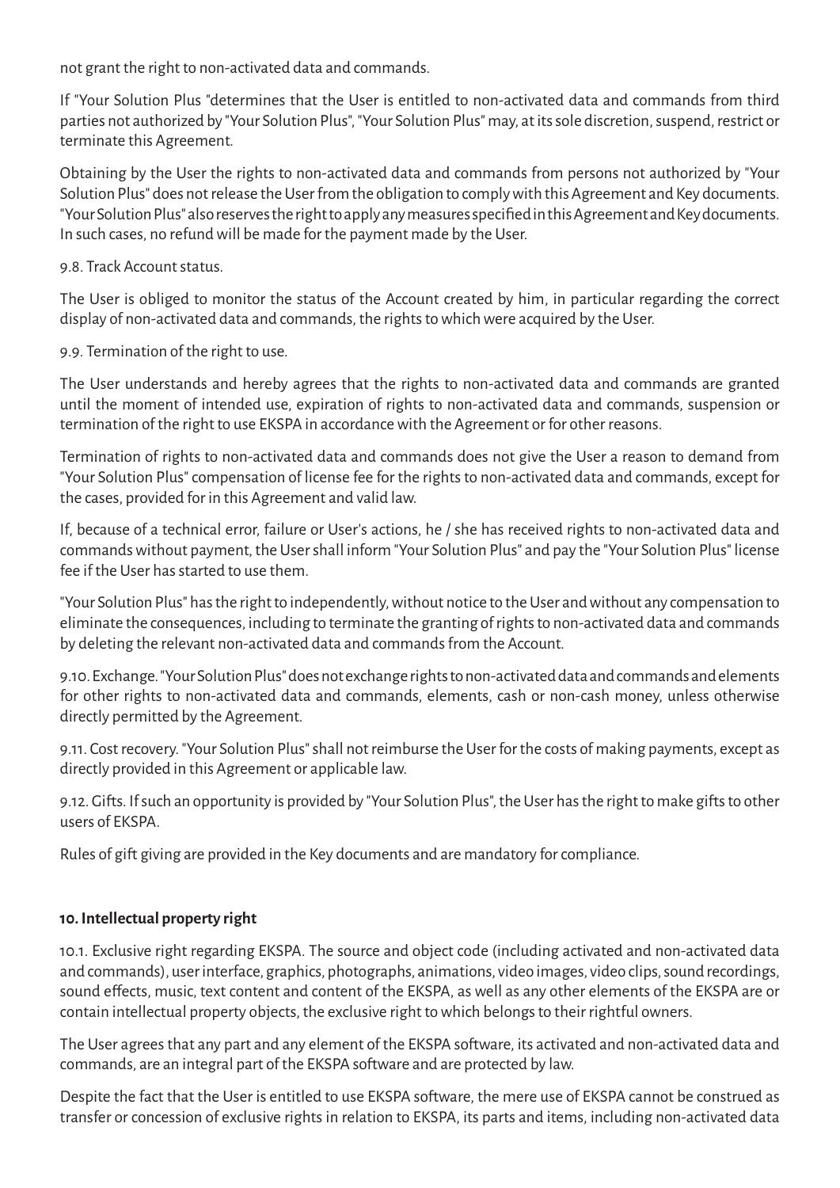not grant the right to non-activated data and commands.

If "Your Solution Plus "determines that the User is entitled to non-activated data and commands from third parties not authorized by "Your Solution Plus", "Your Solution Plus" may, at its sole discretion, suspend, restrict or terminate this Agreement.

Obtaining by the User the rights to non-activated data and commands from persons not authorized by "Your Solution Plus" does not release the User from the obligation to comply with this Agreement and Key documents. "Your Solution Plus" also reserves the right to apply any measures specified in this Agreement and Key documents. In such cases, no refund will be made for the payment made by the User.

9.8. Track Account status.

The User is obliged to monitor the status of the Account created by him, in particular regarding the correct display of non-activated data and commands, the rights to which were acquired by the User.

9.9. Termination of the right to use.

The User understands and hereby agrees that the rights to non-activated data and commands are granted until the moment of intended use, expiration of rights to non-activated data and commands, suspension or termination of the right to use EKSPA in accordance with the Agreement or for other reasons.

Termination of rights to non-activated data and commands does not give the User a reason to demand from "Your Solution Plus" compensation of license fee for the rights to non-activated data and commands, except for the cases, provided for in this Agreement and valid law.

If, because of a technical error, failure or User's actions, he / she has received rights to non-activated data and commands without payment, the User shall inform "Your Solution Plus" and pay the "Your Solution Plus" license fee if the User has started to use them.

"Your Solution Plus" has the right to independently, without notice to the User and without any compensation to eliminate the consequences, including to terminate the granting of rights to non-activated data and commands by deleting the relevant non-activated data and commands from the Account.

9.10. Exchange. "Your Solution Plus" does not exchange rights to non-activated data and commands and elements for other rights to non-activated data and commands, elements, cash or non-cash money, unless otherwise directly permitted by the Agreement.

9.11. Cost recovery. "Your Solution Plus" shall not reimburse the User for the costs of making payments, except as directly provided in this Agreement or applicable law.

9.12. Gifts. If such an opportunity is provided by "Your Solution Plus", the User has the right to make gifts to other users of EKSPA.

Rules of gift giving are provided in the Key documents and are mandatory for compliance.

## 10. Intellectual property right

10.1. Exclusive right regarding EKSPA. The source and object code (including activated and non-activated data and commands), user interface, graphics, photographs, animations, video images, video clips, sound recordings, sound effects, music, text content and content of the EKSPA, as well as any other elements of the EKSPA are or contain intellectual property objects, the exclusive right to which belongs to their rightful owners.

The User agrees that any part and any element of the EKSPA software, its activated and non-activated data and commands, are an integral part of the EKSPA software and are protected by law.

Despite the fact that the User is entitled to use EKSPA software, the mere use of EKSPA cannot be construed as transfer or concession of exclusive rights in relation to EKSPA, its parts and items, including non-activated data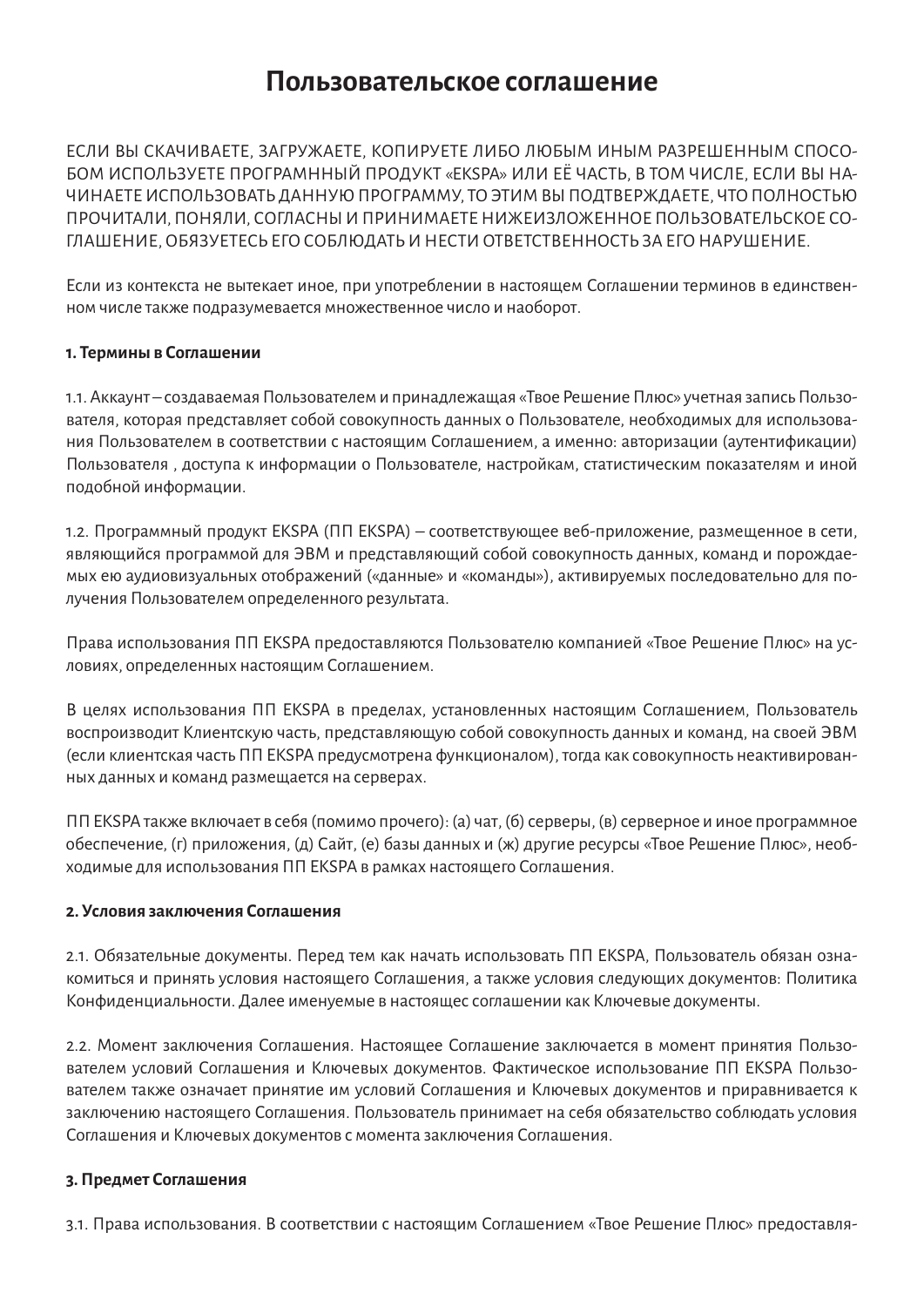# Пользовательское соглашение

ЕСЛИ ВЫ СКАЧИВАЕТЕ, ЗАГРУЖАЕТЕ, КОПИРУЕТЕ ЛИБО ЛЮБЫМ ИНЫМ РАЗРЕШЕННЫМ СПОСОБОМ ИСПОЛЬЗУЕТЕ ПРОГРАМННЫЙ ПРОДУКТ «EKSPA» ИЛИ ЕЁ ЧАСТЬ, В ТОМ ЧИСЛЕ, ЕСЛИ ВЫ НАЧИНАЕТЕ ИСПОЛЬЗОВАТЬ ДАННУЮ ПРОГРАММУ, ТО ЭТИМ ВЫ ПОДТВЕРЖДАЕТЕ, ЧТО ПОЛНОСТЬЮ ПРОЧИТАЛИ, ПОНЯЛИ, СОГЛАСНЫ И ПРИНИМАЕТЕ НИЖЕИЗЛОЖЕННОЕ ПОЛЬЗОВАТЕЛЬСКОЕ СОГЛАШЕНИЕ, ОБЯЗУЕТЕСЬ ЕГО СОБЛЮДАТЬ И НЕСТИ ОТВЕТСТВЕННОСТЬ ЗА ЕГО НАРУШЕНИЕ.

Если из контекста не вытекает иное, при употреблении в настоящем Соглашении терминов в единственном числе также подразумевается множественное число и наоборот.

**1. Термины в Соглашении**

1.1. Аккаунт – создаваемая Пользователем и принадлежащая «Твое Решение Плюс» учетная запись Пользователя, которая представляет собой совокупность данных о Пользователе, необходимых для использования Пользователем в соответствии с настоящим Соглашением, а именно: авторизации (аутентификации) Пользователя , доступа к информации о Пользователе, настройкам, статистическим показателям и иной подобной информации.

1.2. Программный продукт EKSPA (ПП EKSPA) – соответствующее веб-приложение, размещенное в сети, являющийся программой для ЭВМ и представляющий собой совокупность данных, команд и порождаемых ею аудиовизуальных отображений («данные» и «команды»), активируемых последовательно для получения Пользователем определенного результата.

Права использования ПП EKSPA предоставляются Пользователю компанией «Твое Решение Плюс» на условиях, определенных настоящим Соглашением.

В целях использования ПП EKSPA в пределах, установленных настоящим Соглашением, Пользователь воспроизводит Клиентскую часть, представляющую собой совокупность данных и команд, на своей ЭВМ (если клиентская часть ПП EKSPA предусмотрена функционалом), тогда как совокупность неактивированных данных и команд размещается на серверах.

ПП EKSPA также включает в себя (помимо прочего): (а) чат, (б) серверы, (в) серверное и иное программное обеспечение, (г) приложения, (д) Сайт, (е) базы данных и (ж) другие ресурсы «Твое Решение Плюс», необходимые для использования ПП EKSPA в рамках настоящего Соглашения.

**2. Условия заключения Соглашения**

2.1. Обязательные документы. Перед тем как начать использовать ПП EKSPA, Пользователь обязан ознакомиться и принять условия настоящего Соглашения, а также условия следующих документов: Политика Конфиденциальности. Далее именуемые в настоящес соглашении как Ключевые документы.

2.2. Момент заключения Соглашения. Настоящее Соглашение заключается в момент принятия Пользователем условий Соглашения и Ключевых документов. Фактическое использование ПП EKSPA Пользователем также означает принятие им условий Соглашения и Ключевых документов и приравнивается к заключению настоящего Соглашения. Пользователь принимает на себя обязательство соблюдать условия Соглашения и Ключевых документов с момента заключения Соглашения.

**3. Предмет Соглашения**

3.1. Права использования. В соответствии с настоящим Соглашением «Твое Решение Плюс» предоставля-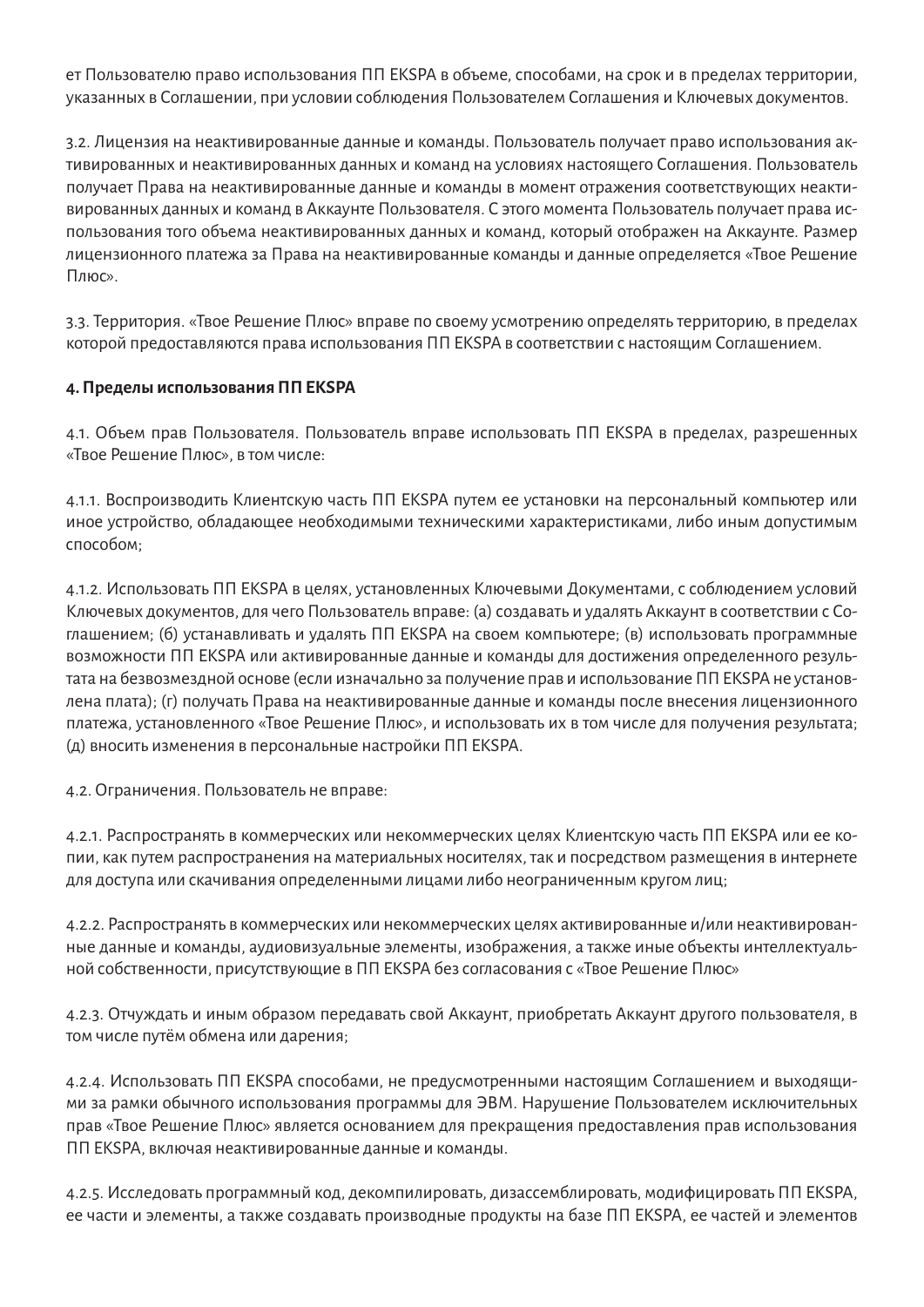ет Пользователю право использования ПП EKSPA в объеме, способами, на срок и в пределах территории, указанных в Соглашении, при условии соблюдения Пользователем Соглашения и Ключевых документов.

3.2. Лицензия на неактивированные данные и команды. Пользователь получает право использования активированных и неактивированных данных и команд на условиях настоящего Соглашения. Пользователь получает Права на неактивированные данные и команды в момент отражения соответствующих неактивированных данных и команд в Аккаунте Пользователя. С этого момента Пользователь получает права использования того объема неактивированных данных и команд, который отображен на Аккаунте. Размер лицензионного платежа за Права на неактивированные команды и данные определяется «Твое Решение Плюс».

3.3. Территория. «Твое Решение Плюс» вправе по своему усмотрению определять территорию, в пределах которой предоставляются права использования ПП EKSPA в соответствии с настоящим Соглашением.

**4. Пределы использования ПП EKSPA**

4.1. Объем прав Пользователя. Пользователь вправе использовать ПП EKSPA в пределах, разрешенных «Твое Решение Плюс», в том числе:

4.1.1. Воспроизводить Клиентскую часть ПП EKSPA путем ее установки на персональный компьютер или иное устройство, обладающее необходимыми техническими характеристиками, либо иным допустимым способом;

4.1.2. Использовать ПП EKSPA в целях, установленных Ключевыми Документами, с соблюдением условий Ключевых документов, для чего Пользователь вправе: (а) создавать и удалять Аккаунт в соответствии с Соглашением; (б) устанавливать и удалять ПП EKSPA на своем компьютере; (в) использовать программные возможности ПП EKSPA или активированные данные и команды для достижения определенного результата на безвозмездной основе (если изначально за получение прав и использование ПП EKSPA не установлена плата); (г) получать Права на неактивированные данные и команды после внесения лицензионного платежа, установленного «Твое Решение Плюс», и использовать их в том числе для получения результата; (д) вносить изменения в персональные настройки ПП EKSPA.

4.2. Ограничения. Пользователь не вправе:

4.2.1. Распространять в коммерческих или некоммерческих целях Клиентскую часть ПП EKSPA или ее копии, как путем распространения на материальных носителях, так и посредством размещения в интернете для доступа или скачивания определенными лицами либо неограниченным кругом лиц;

4.2.2. Распространять в коммерческих или некоммерческих целях активированные и/или неактивированные данные и команды, аудиовизуальные элементы, изображения, а также иные объекты интеллектуальной собственности, присутствующие в ПП EKSPA без согласования с «Твое Решение Плюс»

4.2.3. Отчуждать и иным образом передавать свой Аккаунт, приобретать Аккаунт другого пользователя, в том числе путём обмена или дарения;

4.2.4. Использовать ПП EKSPA способами, не предусмотренными настоящим Соглашением и выходящими за рамки обычного использования программы для ЭВМ. Нарушение Пользователем исключительных прав «Твое Решение Плюс» является основанием для прекращения предоставления прав использования ПП EKSPA, включая неактивированные данные и команды.

4.2.5. Исследовать программный код, декомпилировать, дизассемблировать, модифицировать ПП EKSPA, ее части и элементы, а также создавать производные продукты на базе ПП EKSPA, ее частей и элементов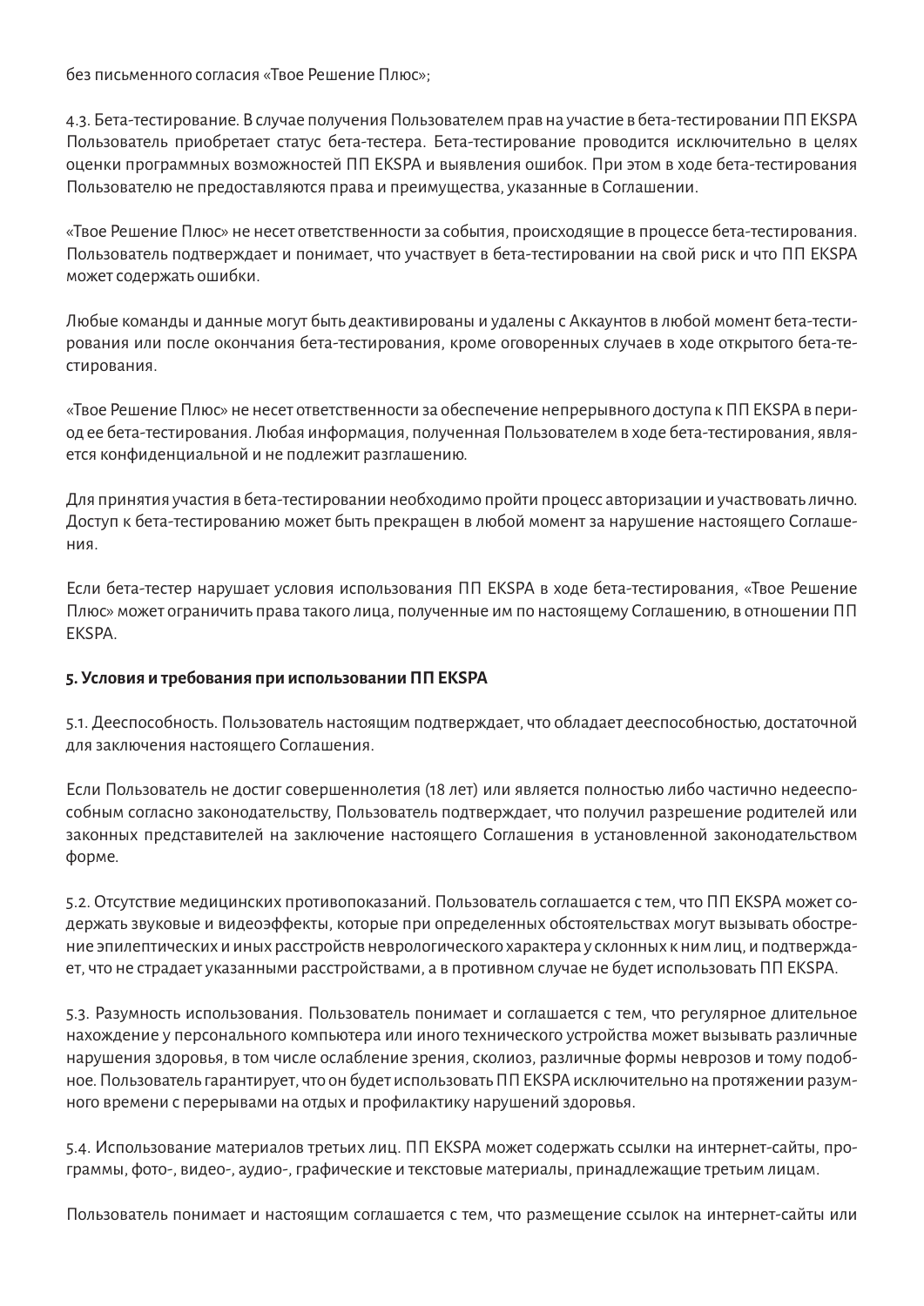без письменного согласия «Твое Решение Плюс»;

4.3. Бета-тестирование. В случае получения Пользователем прав на участие в бета-тестировании ПП EKSPA Пользователь приобретает статус бета-тестера. Бета-тестирование проводится исключительно в целях оценки программных возможностей ПП EKSPA и выявления ошибок. При этом в ходе бета-тестирования Пользователю не предоставляются права и преимущества, указанные в Соглашении.

«Твое Решение Плюс» не несет ответственности за события, происходящие в процессе бета-тестирования. Пользователь подтверждает и понимает, что участвует в бета-тестировании на свой риск и что ПП EKSPA может содержать ошибки.

Любые команды и данные могут быть деактивированы и удалены с Аккаунтов в любой момент бета-тестирования или после окончания бета-тестирования, кроме оговоренных случаев в ходе открытого бета-тестирования.

«Твое Решение Плюс» не несет ответственности за обеспечение непрерывного доступа к ПП EKSPA в период ее бета-тестирования. Любая информация, полученная Пользователем в ходе бета-тестирования, является конфиденциальной и не подлежит разглашению.

Для принятия участия в бета-тестировании необходимо пройти процесс авторизации и участвовать лично. Доступ к бета-тестированию может быть прекращен в любой момент за нарушение настоящего Соглашения.

Если бета-тестер нарушает условия использования ПП EKSPA в ходе бета-тестирования, «Твое Решение Плюс» может ограничить права такого лица, полученные им по настоящему Соглашению, в отношении ПП EKSPA.

**5. Условия и требования при использовании ПП EKSPA**

5.1. Дееспособность. Пользователь настоящим подтверждает, что обладает дееспособностью, достаточной для заключения настоящего Соглашения.

Если Пользователь не достиг совершеннолетия (18 лет) или является полностью либо частично недееспособным согласно законодательству, Пользователь подтверждает, что получил разрешение родителей или законных представителей на заключение настоящего Соглашения в установленной законодательством форме.

5.2. Отсутствие медицинских противопоказаний. Пользователь соглашается с тем, что ПП EKSPA может содержать звуковые и видеоэффекты, которые при определенных обстоятельствах могут вызывать обострение эпилептических и иных расстройств неврологического характера у склонных к ним лиц, и подтверждает, что не страдает указанными расстройствами, а в противном случае не будет использовать ПП EKSPA.

5.3. Разумность использования. Пользователь понимает и соглашается с тем, что регулярное длительное нахождение у персонального компьютера или иного технического устройства может вызывать различные нарушения здоровья, в том числе ослабление зрения, сколиоз, различные формы неврозов и тому подобное. Пользователь гарантирует, что он будет использовать ПП EKSPA исключительно на протяжении разумного времени с перерывами на отдых и профилактику нарушений здоровья.

5.4. Использование материалов третьих лиц. ПП EKSPA может содержать ссылки на интернет-сайты, программы, фото-, видео-, аудио-, графические и текстовые материалы, принадлежащие третьим лицам.

Пользователь понимает и настоящим соглашается с тем, что размещение ссылок на интернет-сайты или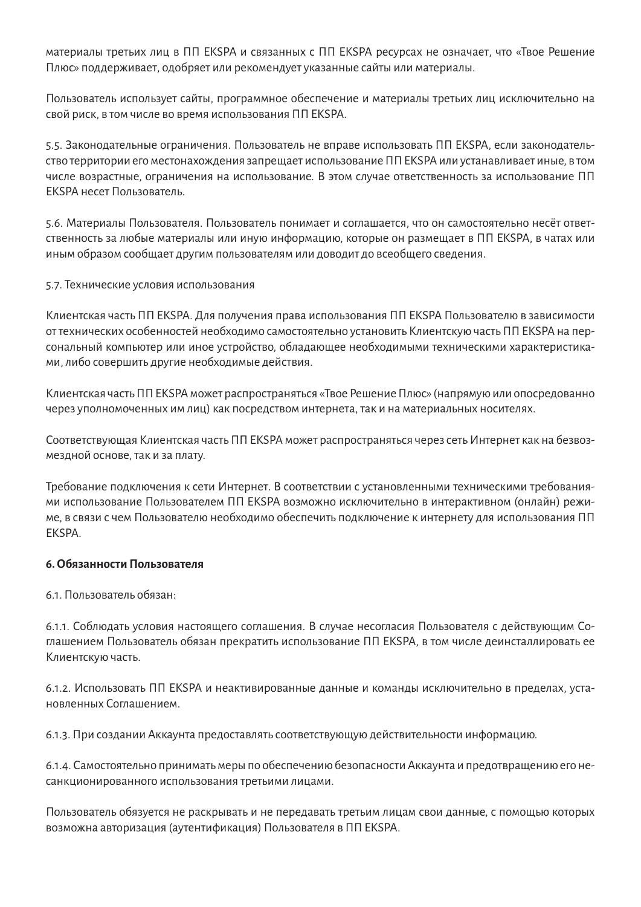материалы третьих лиц в ПП EKSPA и связанных с ПП EKSPA ресурсах не означает, что «Твое Решение Плюс» поддерживает, одобряет или рекомендует указанные сайты или материалы.

Пользователь использует сайты, программное обеспечение и материалы третьих лиц исключительно на свой риск, в том числе во время использования ПП EKSPA.

5.5. Законодательные ограничения. Пользователь не вправе использовать ПП EKSPA, если законодательство территории его местонахождения запрещает использование ПП EKSPA или устанавливает иные, в том числе возрастные, ограничения на использование. В этом случае ответственность за использование ПП EKSPA несет Пользователь.

5.6. Материалы Пользователя. Пользователь понимает и соглашается, что он самостоятельно несёт ответственность за любые материалы или иную информацию, которые он размещает в ПП EKSPA, в чатах или иным образом сообщает другим пользователям или доводит до всеобщего сведения.

5.7. Технические условия использования

Клиентская часть ПП EKSPA. Для получения права использования ПП EKSPA Пользователю в зависимости от технических особенностей необходимо самостоятельно установить Клиентскую часть ПП EKSPA на персональный компьютер или иное устройство, обладающее необходимыми техническими характеристиками, либо совершить другие необходимые действия.

Клиентская часть ПП EKSPA может распространяться «Твое Решение Плюс» (напрямую или опосредованно через уполномоченных им лиц) как посредством интернета, так и на материальных носителях.

Соответствующая Клиентская часть ПП EKSPA может распространяться через сеть Интернет как на безвозмездной основе, так и за плату.

Требование подключения к сети Интернет. В соответствии с установленными техническими требованиями использование Пользователем ПП EKSPA возможно исключительно в интерактивном (онлайн) режиме, в связи с чем Пользователю необходимо обеспечить подключение к интернету для использования ПП EKSPA.

**6. Обязанности Пользователя**

6.1. Пользователь обязан:

6.1.1. Соблюдать условия настоящего соглашения. В случае несогласия Пользователя с действующим Соглашением Пользователь обязан прекратить использование ПП EKSPA, в том числе деинсталлировать ее Клиентскую часть.

6.1.2. Использовать ПП EKSPA и неактивированные данные и команды исключительно в пределах, установленных Соглашением.

6.1.3. При создании Аккаунта предоставлять соответствующую действительности информацию.

6.1.4. Самостоятельно принимать меры по обеспечению безопасности Аккаунта и предотвращению его несанкционированного использования третьими лицами.

Пользователь обязуется не раскрывать и не передавать третьим лицам свои данные, с помощью которых возможна авторизация (аутентификация) Пользователя в ПП EKSPA.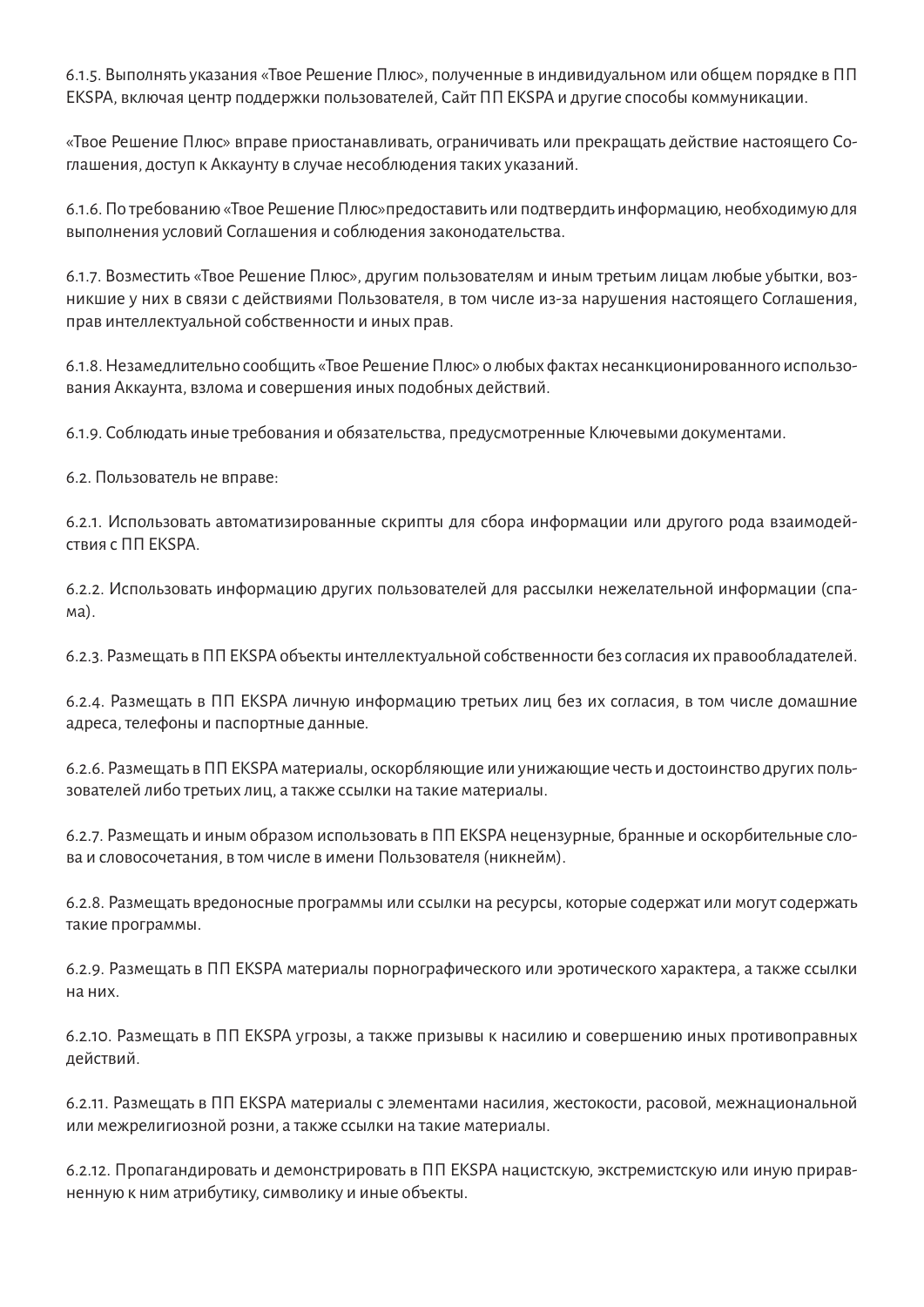6.1.5. Выполнять указания «Твое Решение Плюс», полученные в индивидуальном или общем порядке в ПП EKSPA, включая центр поддержки пользователей, Сайт ПП EKSPA и другие способы коммуникации.

«Твое Решение Плюс» вправе приостанавливать, ограничивать или прекращать действие настоящего Соглашения, доступ к Аккаунту в случае несоблюдения таких указаний.

6.1.6. По требованию «Твое Решение Плюс»предоставить или подтвердить информацию, необходимую для выполнения условий Соглашения и соблюдения законодательства.

6.1.7. Возместить «Твое Решение Плюс», другим пользователям и иным третьим лицам любые убытки, возникшие у них в связи с действиями Пользователя, в том числе из-за нарушения настоящего Соглашения, прав интеллектуальной собственности и иных прав.

6.1.8. Незамедлительно сообщить «Твое Решение Плюс» о любых фактах несанкционированного использования Аккаунта, взлома и совершения иных подобных действий.

6.1.9. Соблюдать иные требования и обязательства, предусмотренные Ключевыми документами.

6.2. Пользователь не вправе:

6.2.1. Использовать автоматизированные скрипты для сбора информации или другого рода взаимодействия с ПП EKSPA.

6.2.2. Использовать информацию других пользователей для рассылки нежелательной информации (спама).

6.2.3. Размещать в ПП EKSPA объекты интеллектуальной собственности без согласия их правообладателей.

6.2.4. Размещать в ПП EKSPA личную информацию третьих лиц без их согласия, в том числе домашние адреса, телефоны и паспортные данные.

6.2.6. Размещать в ПП EKSPA материалы, оскорбляющие или унижающие честь и достоинство других пользователей либо третьих лиц, а также ссылки на такие материалы.

6.2.7. Размещать и иным образом использовать в ПП EKSPA нецензурные, бранные и оскорбительные слова и словосочетания, в том числе в имени Пользователя (никнейм).

6.2.8. Размещать вредоносные программы или ссылки на ресурсы, которые содержат или могут содержать такие программы.

6.2.9. Размещать в ПП EKSPA материалы порнографического или эротического характера, а также ссылки на них.

6.2.10. Размещать в ПП EKSPA угрозы, а также призывы к насилию и совершению иных противоправных действий.

6.2.11. Размещать в ПП EKSPA материалы с элементами насилия, жестокости, расовой, межнациональной или межрелигиозной розни, а также ссылки на такие материалы.

6.2.12. Пропагандировать и демонстрировать в ПП EKSPA нацистскую, экстремистскую или иную приравненную к ним атрибутику, символику и иные объекты.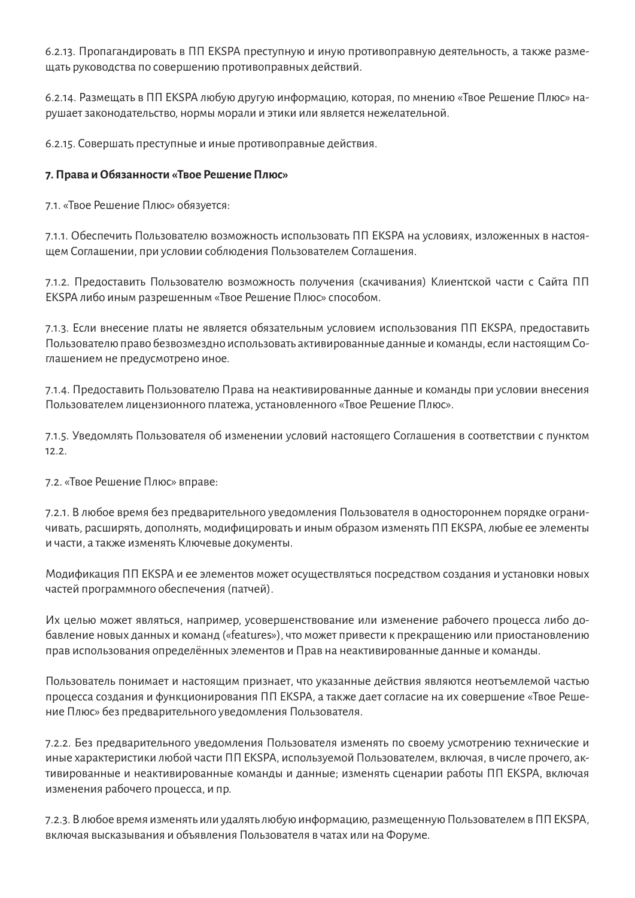6.2.13. Пропагандировать в ПП EKSPA преступную и иную противоправную деятельность, а также размещать руководства по совершению противоправных действий.

6.2.14. Размещать в ПП EKSPA любую другую информацию, которая, по мнению «Твое Решение Плюс» нарушает законодательство, нормы морали и этики или является нежелательной.

6.2.15. Совершать преступные и иные противоправные действия.

**7. Права и Обязанности «Твое Решение Плюс»**

7.1. «Твое Решение Плюс» обязуется:

7.1.1. Обеспечить Пользователю возможность использовать ПП EKSPA на условиях, изложенных в настоящем Соглашении, при условии соблюдения Пользователем Соглашения.

7.1.2. Предоставить Пользователю возможность получения (скачивания) Клиентской части с Сайта ПП EKSPA либо иным разрешенным «Твое Решение Плюс» способом.

7.1.3. Если внесение платы не является обязательным условием использования ПП EKSPA, предоставить Пользователю право безвозмездно использовать активированные данные и команды, если настоящим Соглашением не предусмотрено иное.

7.1.4. Предоставить Пользователю Права на неактивированные данные и команды при условии внесения Пользователем лицензионного платежа, установленного «Твое Решение Плюс».

7.1.5. Уведомлять Пользователя об изменении условий настоящего Соглашения в соответствии с пунктом 12.2.

7.2. «Твое Решение Плюс» вправе:

7.2.1. В любое время без предварительного уведомления Пользователя в одностороннем порядке ограничивать, расширять, дополнять, модифицировать и иным образом изменять ПП EKSPA, любые ее элементы и части, а также изменять Ключевые документы.

Модификация ПП EKSPA и ее элементов может осуществляться посредством создания и установки новых частей программного обеспечения (патчей).

Их целью может являться, например, усовершенствование или изменение рабочего процесса либо добавление новых данных и команд («features»), что может привести к прекращению или приостановлению прав использования определённых элементов и Прав на неактивированные данные и команды.

Пользователь понимает и настоящим признает, что указанные действия являются неотъемлемой частью процесса создания и функционирования ПП EKSPA, а также дает согласие на их совершение «Твое Решение Плюс» без предварительного уведомления Пользователя.

7.2.2. Без предварительного уведомления Пользователя изменять по своему усмотрению технические и иные характеристики любой части ПП EKSPA, используемой Пользователем, включая, в числе прочего, активированные и неактивированные команды и данные; изменять сценарии работы ПП EKSPA, включая изменения рабочего процесса, и пр.

7.2.3. В любое время изменять или удалять любую информацию, размещенную Пользователем в ПП EKSPA, включая высказывания и объявления Пользователя в чатах или на Форуме.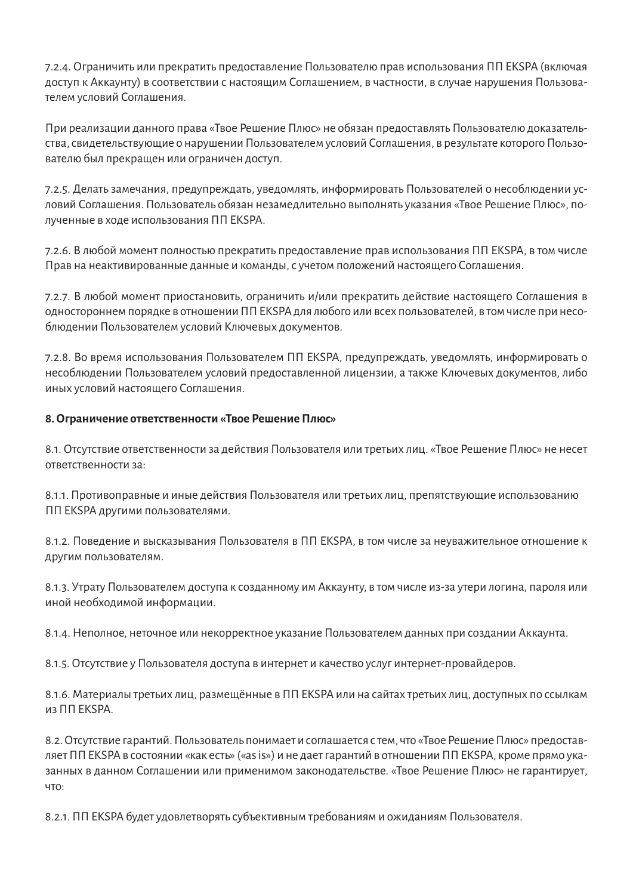7.2.4. Ограничить или прекратить предоставление Пользователю прав использования ПП EKSPA (включая доступ к Аккаунту) в соответствии с настоящим Соглашением, в частности, в случае нарушения Пользователем условий Соглашения.

При реализации данного права «Твое Решение Плюс» не обязан предоставлять Пользователю доказательства, свидетельствующие о нарушении Пользователем условий Соглашения, в результате которого Пользователю был прекращен или ограничен доступ.

7.2.5. Делать замечания, предупреждать, уведомлять, информировать Пользователей о несоблюдении условий Соглашения. Пользователь обязан незамедлительно выполнять указания «Твое Решение Плюс», полученные в ходе использования ПП EKSPA.

7.2.6. В любой момент полностью прекратить предоставление прав использования ПП EKSPA, в том числе Прав на неактивированные данные и команды, с учетом положений настоящего Соглашения.

7.2.7. В любой момент приостановить, ограничить и/или прекратить действие настоящего Соглашения в одностороннем порядке в отношении ПП EKSPA для любого или всех пользователей, в том числе при несоблюдении Пользователем условий Ключевых документов.

7.2.8. Во время использования Пользователем ПП EKSPA, предупреждать, уведомлять, информировать о несоблюдении Пользователем условий предоставленной лицензии, а также Ключевых документов, либо иных условий настоящего Соглашения.

**8. Ограничение ответственности «Твое Решение Плюс»**

8.1. Отсутствие ответственности за действия Пользователя или третьих лиц. «Твое Решение Плюс» не несет ответственности за:

8.1.1. Противоправные и иные действия Пользователя или третьих лиц, препятствующие использованию ПП EKSPA другими пользователями.

8.1.2. Поведение и высказывания Пользователя в ПП EKSPA, в том числе за неуважительное отношение к другим пользователям.

8.1.3. Утрату Пользователем доступа к созданному им Аккаунту, в том числе из-за утери логина, пароля или иной необходимой информации.

8.1.4. Неполное, неточное или некорректное указание Пользователем данных при создании Аккаунта.

8.1.5. Отсутствие у Пользователя доступа в интернет и качество услуг интернет-провайдеров.

8.1.6. Материалы третьих лиц, размещённые в ПП EKSPA или на сайтах третьих лиц, доступных по ссылкам из ПП EKSPA.

8.2. Отсутствие гарантий. Пользователь понимает и соглашается с тем, что «Твое Решение Плюс» предоставляет ПП EKSPA в состоянии «как есть» («as is») и не дает гарантий в отношении ПП EKSPA, кроме прямо указанных в данном Соглашении или применимом законодательстве. «Твое Решение Плюс» не гарантирует, что:

8.2.1. ПП EKSPA будет удовлетворять субъективным требованиям и ожиданиям Пользователя.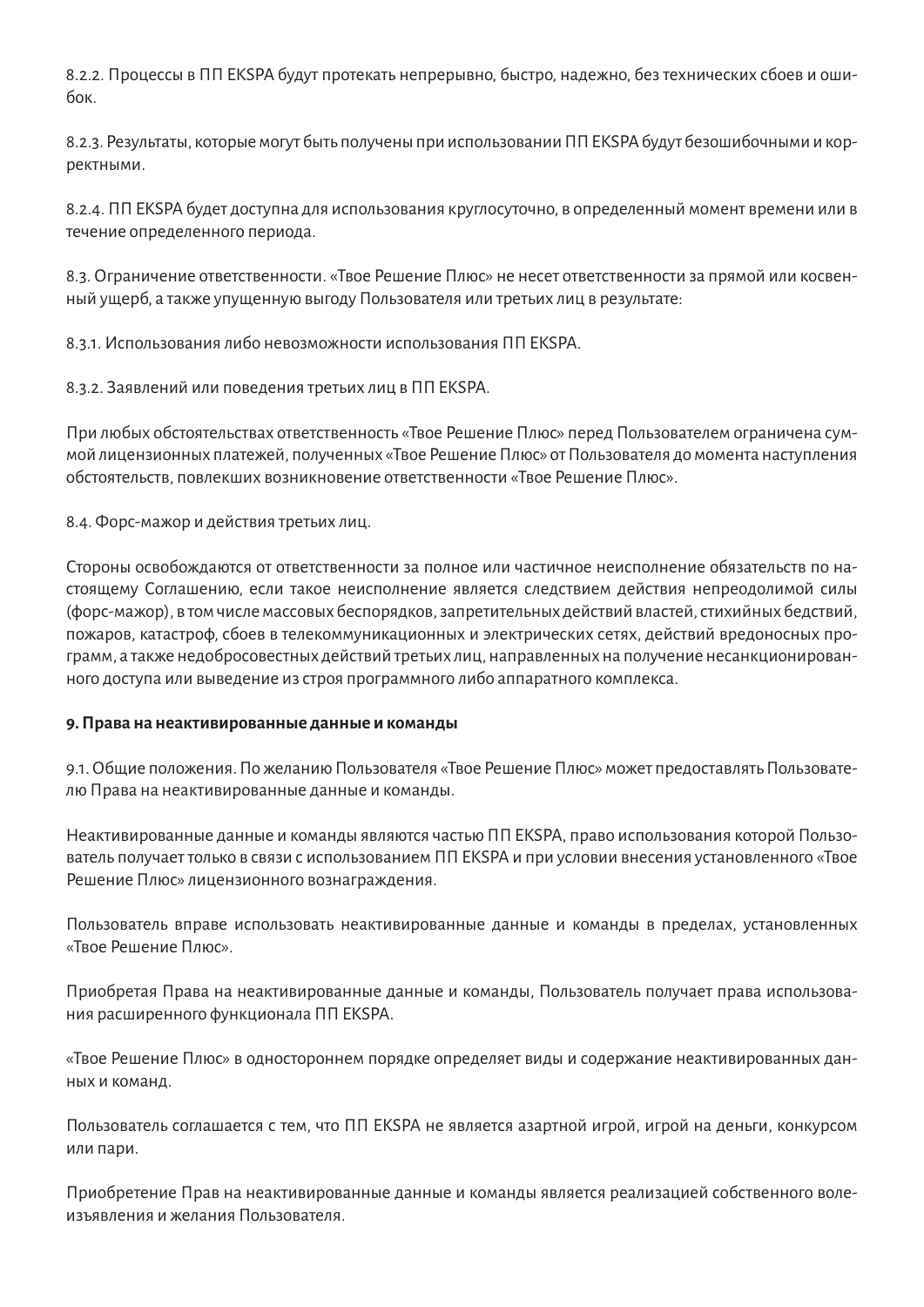8.2.2. Процессы в ПП EKSPA будут протекать непрерывно, быстро, надежно, без технических сбоев и ошибок.

8.2.3. Результаты, которые могут быть получены при использовании ПП EKSPA будут безошибочными и корректными.

8.2.4. ПП EKSPA будет доступна для использования круглосуточно, в определенный момент времени или в течение определенного периода.

8.3. Ограничение ответственности. «Твое Решение Плюс» не несет ответственности за прямой или косвенный ущерб, а также упущенную выгоду Пользователя или третьих лиц в результате:

8.3.1. Использования либо невозможности использования ПП EKSPA.

8.3.2. Заявлений или поведения третьих лиц в ПП EKSPA.

При любых обстоятельствах ответственность «Твое Решение Плюс» перед Пользователем ограничена суммой лицензионных платежей, полученных «Твое Решение Плюс» от Пользователя до момента наступления обстоятельств, повлекших возникновение ответственности «Твое Решение Плюс».

8.4. Форс-мажор и действия третьих лиц.

Стороны освобождаются от ответственности за полное или частичное неисполнение обязательств по настоящему Соглашению, если такое неисполнение является следствием действия непреодолимой силы (форс-мажор), в том числе массовых беспорядков, запретительных действий властей, стихийных бедствий, пожаров, катастроф, сбоев в телекоммуникационных и электрических сетях, действий вредоносных программ, а также недобросовестных действий третьих лиц, направленных на получение несанкционированного доступа или выведение из строя программного либо аппаратного комплекса.

**9. Права на неактивированные данные и команды**

9.1. Общие положения. По желанию Пользователя «Твое Решение Плюс» может предоставлять Пользователю Права на неактивированные данные и команды.

Неактивированные данные и команды являются частью ПП EKSPA, право использования которой Пользователь получает только в связи с использованием ПП EKSPA и при условии внесения установленного «Твое Решение Плюс» лицензионного вознаграждения.

Пользователь вправе использовать неактивированные данные и команды в пределах, установленных «Твое Решение Плюс».

Приобретая Права на неактивированные данные и команды, Пользователь получает права использования расширенного функционала ПП EKSPA.

«Твое Решение Плюс» в одностороннем порядке определяет виды и содержание неактивированных данных и команд.

Пользователь соглашается с тем, что ПП EKSPA не является азартной игрой, игрой на деньги, конкурсом или пари.

Приобретение Прав на неактивированные данные и команды является реализацией собственного волеизъявления и желания Пользователя.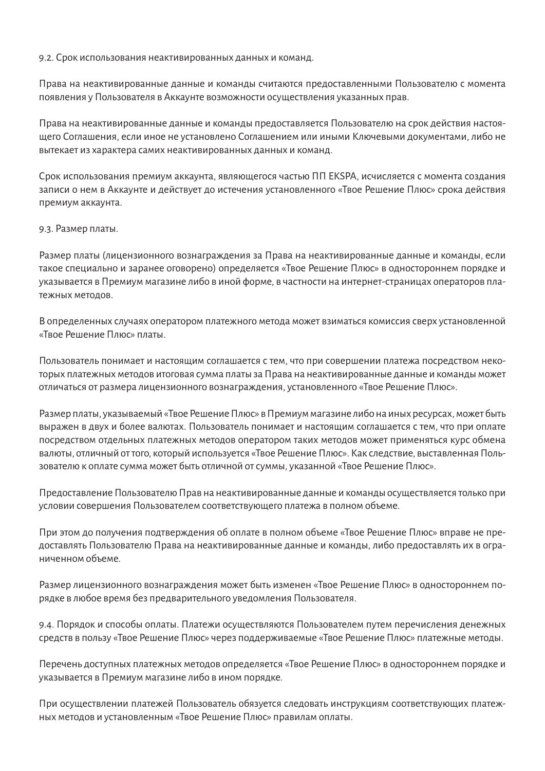9.2. Срок использования неактивированных данных и команд.

Права на неактивированные данные и команды считаются предоставленными Пользователю с момента появления у Пользователя в Аккаунте возможности осуществления указанных прав.

Права на неактивированные данные и команды предоставляется Пользователю на срок действия настоящего Соглашения, если иное не установлено Соглашением или иными Ключевыми документами, либо не вытекает из характера самих неактивированных данных и команд.

Срок использования премиум аккаунта, являющегося частью ПП EKSPA, исчисляется с момента создания записи о нем в Аккаунте и действует до истечения установленного «Твое Решение Плюс» срока действия премиум аккаунта.

9.3. Размер платы.

Размер платы (лицензионного вознаграждения за Права на неактивированные данные и команды, если такое специально и заранее оговорено) определяется «Твое Решение Плюс» в одностороннем порядке и указывается в Премиум магазине либо в иной форме, в частности на интернет-страницах операторов платежных методов.

В определенных случаях оператором платежного метода может взиматься комиссия сверх установленной «Твое Решение Плюс» платы.

Пользователь понимает и настоящим соглашается с тем, что при совершении платежа посредством некоторых платежных методов итоговая сумма платы за Права на неактивированные данные и команды может отличаться от размера лицензионного вознаграждения, установленного «Твое Решение Плюс».

Размер платы, указываемый «Твое Решение Плюс» в Премиум магазине либо на иных ресурсах, может быть выражен в двух и более валютах. Пользователь понимает и настоящим соглашается с тем, что при оплате посредством отдельных платежных методов оператором таких методов может применяться курс обмена валюты, отличный от того, который используется «Твое Решение Плюс». Как следствие, выставленная Пользователю к оплате сумма может быть отличной от суммы, указанной «Твое Решение Плюс».

Предоставление Пользователю Прав на неактивированные данные и команды осуществляется только при условии совершения Пользователем соответствующего платежа в полном объеме.

При этом до получения подтверждения об оплате в полном объеме «Твое Решение Плюс» вправе не предоставлять Пользователю Права на неактивированные данные и команды, либо предоставлять их в ограниченном объеме.

Размер лицензионного вознаграждения может быть изменен «Твое Решение Плюс» в одностороннем порядке в любое время без предварительного уведомления Пользователя.

9.4. Порядок и способы оплаты. Платежи осуществляются Пользователем путем перечисления денежных средств в пользу «Твое Решение Плюс» через поддерживаемые «Твое Решение Плюс» платежные методы.

Перечень доступных платежных методов определяется «Твое Решение Плюс» в одностороннем порядке и указывается в Премиум магазине либо в ином порядке.

При осуществлении платежей Пользователь обязуется следовать инструкциям соответствующих платежных методов и установленным «Твое Решение Плюс» правилам оплаты.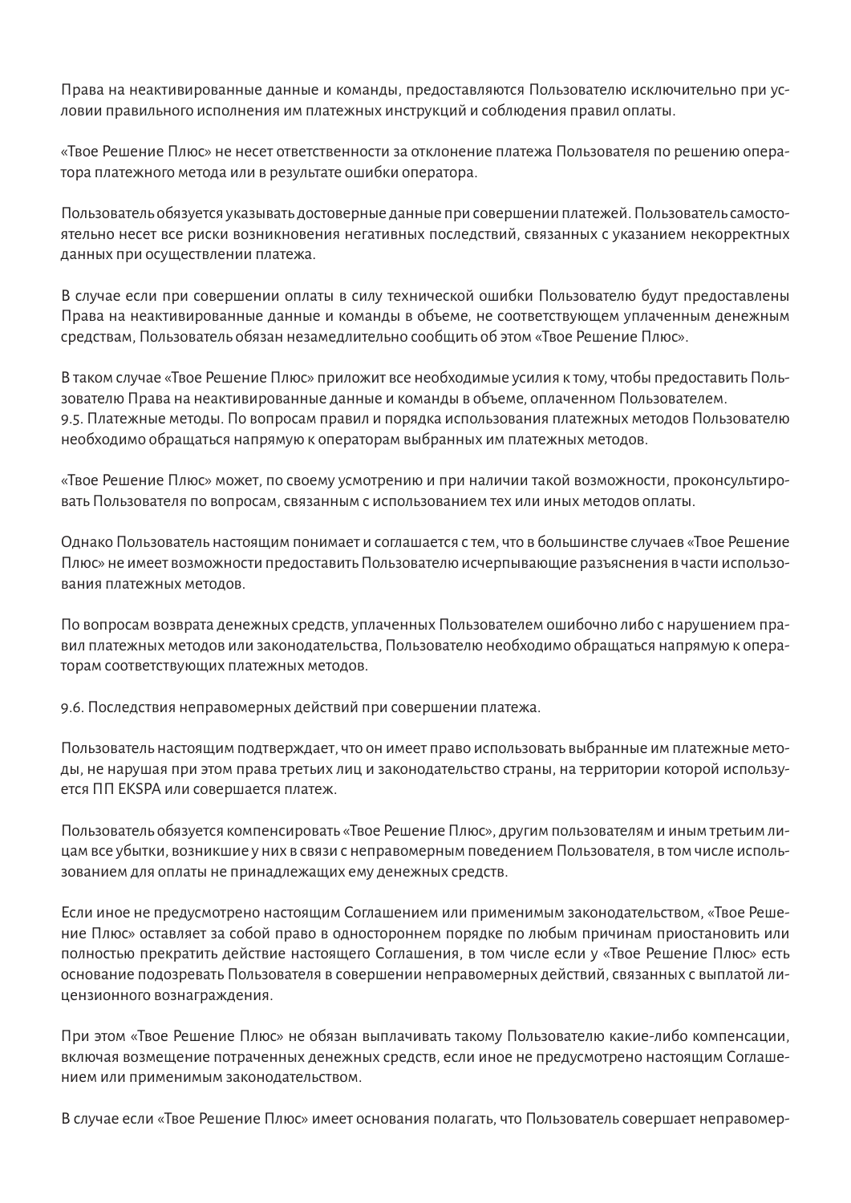Права на неактивированные данные и команды, предоставляются Пользователю исключительно при условии правильного исполнения им платежных инструкций и соблюдения правил оплаты.

«Твое Решение Плюс» не несет ответственности за отклонение платежа Пользователя по решению оператора платежного метода или в результате ошибки оператора.

Пользователь обязуется указывать достоверные данные при совершении платежей. Пользователь самостоятельно несет все риски возникновения негативных последствий, связанных с указанием некорректных данных при осуществлении платежа.

В случае если при совершении оплаты в силу технической ошибки Пользователю будут предоставлены Права на неактивированные данные и команды в объеме, не соответствующем уплаченным денежным средствам, Пользователь обязан незамедлительно сообщить об этом «Твое Решение Плюс».

В таком случае «Твое Решение Плюс» приложит все необходимые усилия к тому, чтобы предоставить Пользователю Права на неактивированные данные и команды в объеме, оплаченном Пользователем.
9.5. Платежные методы. По вопросам правил и порядка использования платежных методов Пользователю необходимо обращаться напрямую к операторам выбранных им платежных методов.

«Твое Решение Плюс» может, по своему усмотрению и при наличии такой возможности, проконсультировать Пользователя по вопросам, связанным с использованием тех или иных методов оплаты.

Однако Пользователь настоящим понимает и соглашается с тем, что в большинстве случаев «Твое Решение Плюс» не имеет возможности предоставить Пользователю исчерпывающие разъяснения в части использования платежных методов.

По вопросам возврата денежных средств, уплаченных Пользователем ошибочно либо с нарушением правил платежных методов или законодательства, Пользователю необходимо обращаться напрямую к операторам соответствующих платежных методов.

9.6. Последствия неправомерных действий при совершении платежа.

Пользователь настоящим подтверждает, что он имеет право использовать выбранные им платежные методы, не нарушая при этом права третьих лиц и законодательство страны, на территории которой используется ПП EKSPA или совершается платеж.

Пользователь обязуется компенсировать «Твое Решение Плюс», другим пользователям и иным третьим лицам все убытки, возникшие у них в связи с неправомерным поведением Пользователя, в том числе использованием для оплаты не принадлежащих ему денежных средств.

Если иное не предусмотрено настоящим Соглашением или применимым законодательством, «Твое Решение Плюс» оставляет за собой право в одностороннем порядке по любым причинам приостановить или полностью прекратить действие настоящего Соглашения, в том числе если у «Твое Решение Плюс» есть основание подозревать Пользователя в совершении неправомерных действий, связанных с выплатой лицензионного вознаграждения.

При этом «Твое Решение Плюс» не обязан выплачивать такому Пользователю какие-либо компенсации, включая возмещение потраченных денежных средств, если иное не предусмотрено настоящим Соглашением или применимым законодательством.

В случае если «Твое Решение Плюс» имеет основания полагать, что Пользователь совершает неправомер-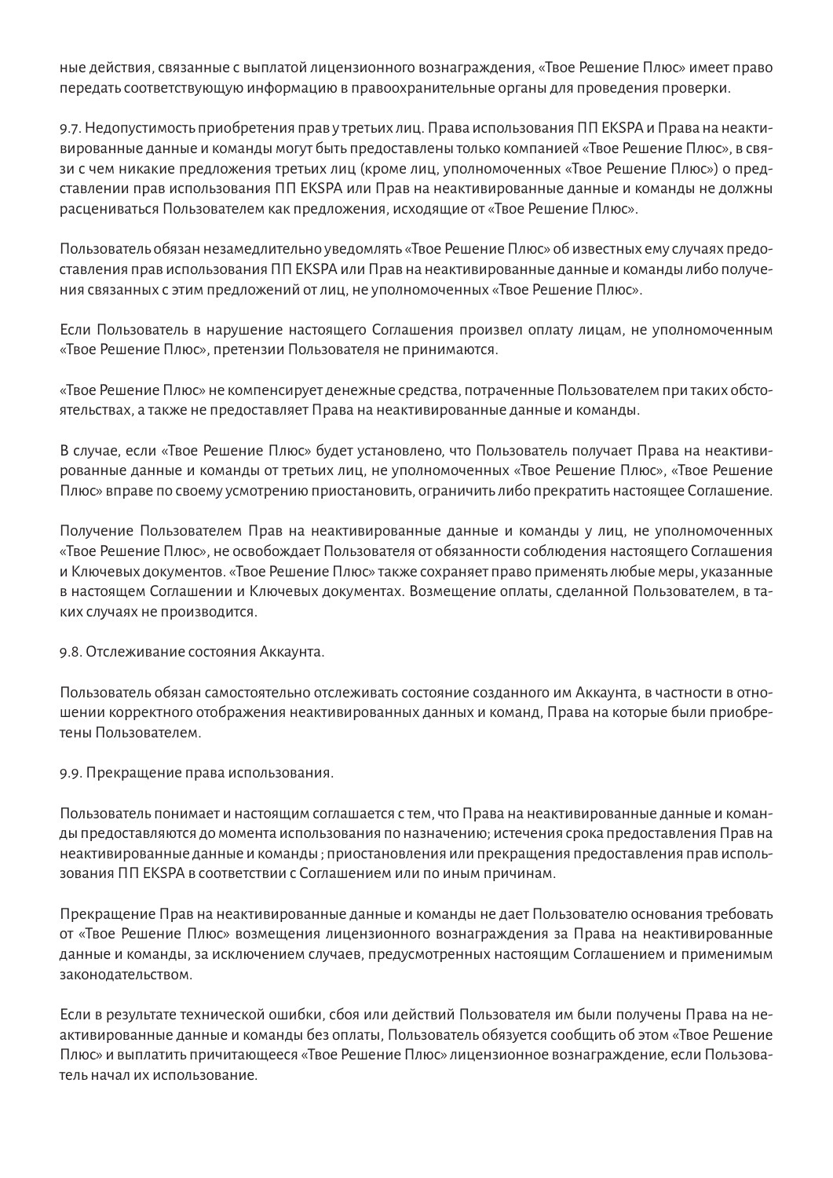ные действия, связанные с выплатой лицензионного вознаграждения, «Твое Решение Плюс» имеет право передать соответствующую информацию в правоохранительные органы для проведения проверки.

9.7. Недопустимость приобретения прав у третьих лиц. Права использования ПП EKSPA и Права на неактивированные данные и команды могут быть предоставлены только компанией «Твое Решение Плюс», в связи с чем никакие предложения третьих лиц (кроме лиц, уполномоченных «Твое Решение Плюс») о предоставлении прав использования ПП EKSPA или Прав на неактивированные данные и команды не должны расцениваться Пользователем как предложения, исходящие от «Твое Решение Плюс».

Пользователь обязан незамедлительно уведомлять «Твое Решение Плюс» об известных ему случаях предоставления прав использования ПП EKSPA или Прав на неактивированные данные и команды либо получения связанных с этим предложений от лиц, не уполномоченных «Твое Решение Плюс».

Если Пользователь в нарушение настоящего Соглашения произвел оплату лицам, не уполномоченным «Твое Решение Плюс», претензии Пользователя не принимаются.

«Твое Решение Плюс» не компенсирует денежные средства, потраченные Пользователем при таких обстоятельствах, а также не предоставляет Права на неактивированные данные и команды.

В случае, если «Твое Решение Плюс» будет установлено, что Пользователь получает Права на неактивированные данные и команды от третьих лиц, не уполномоченных «Твое Решение Плюс», «Твое Решение Плюс» вправе по своему усмотрению приостановить, ограничить либо прекратить настоящее Соглашение.

Получение Пользователем Прав на неактивированные данные и команды у лиц, не уполномоченных «Твое Решение Плюс», не освобождает Пользователя от обязанности соблюдения настоящего Соглашения и Ключевых документов. «Твое Решение Плюс» также сохраняет право применять любые меры, указанные в настоящем Соглашении и Ключевых документах. Возмещение оплаты, сделанной Пользователем, в таких случаях не производится.

9.8. Отслеживание состояния Аккаунта.

Пользователь обязан самостоятельно отслеживать состояние созданного им Аккаунта, в частности в отношении корректного отображения неактивированных данных и команд, Права на которые были приобретены Пользователем.

9.9. Прекращение права использования.

Пользователь понимает и настоящим соглашается с тем, что Права на неактивированные данные и команды предоставляются до момента использования по назначению; истечения срока предоставления Прав на неактивированные данные и команды ; приостановления или прекращения предоставления прав использования ПП EKSPA в соответствии с Соглашением или по иным причинам.

Прекращение Прав на неактивированные данные и команды не дает Пользователю основания требовать от «Твое Решение Плюс» возмещения лицензионного вознаграждения за Права на неактивированные данные и команды, за исключением случаев, предусмотренных настоящим Соглашением и применимым законодательством.

Если в результате технической ошибки, сбоя или действий Пользователя им были получены Права на неактивированные данные и команды без оплаты, Пользователь обязуется сообщить об этом «Твое Решение Плюс» и выплатить причитающееся «Твое Решение Плюс» лицензионное вознаграждение, если Пользователь начал их использование.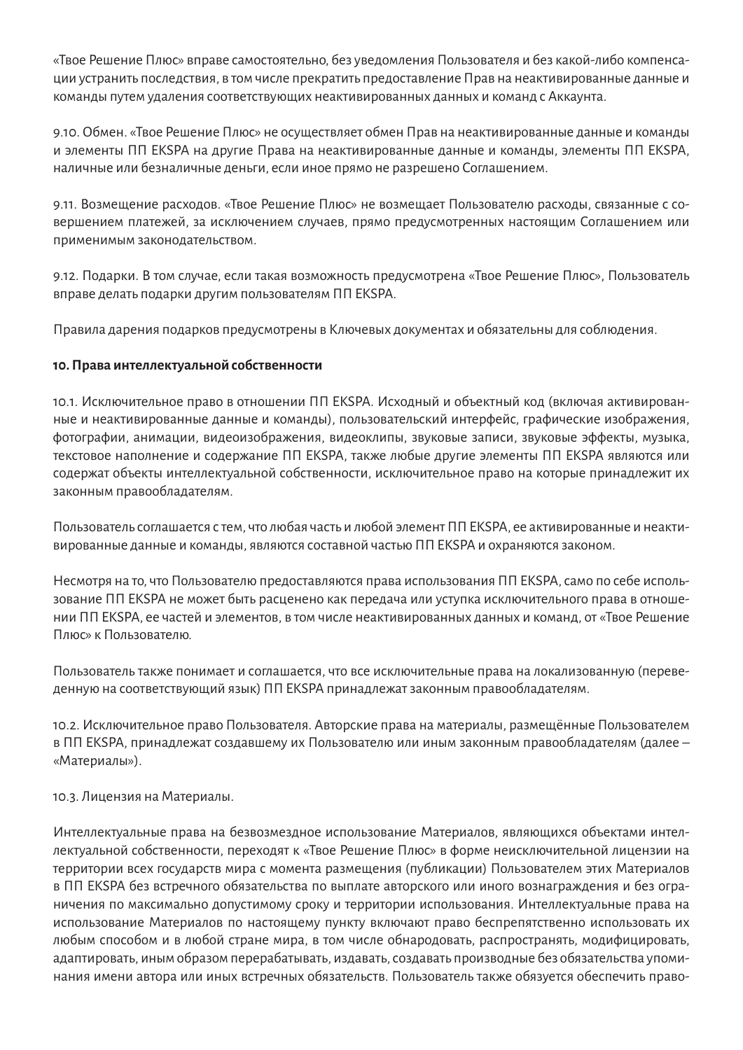«Твое Решение Плюс» вправе самостоятельно, без уведомления Пользователя и без какой-либо компенсации устранить последствия, в том числе прекратить предоставление Прав на неактивированные данные и команды путем удаления соответствующих неактивированных данных и команд с Аккаунта.

9.10. Обмен. «Твое Решение Плюс» не осуществляет обмен Прав на неактивированные данные и команды и элементы ПП EKSPA на другие Права на неактивированные данные и команды, элементы ПП EKSPA, наличные или безналичные деньги, если иное прямо не разрешено Соглашением.

9.11. Возмещение расходов. «Твое Решение Плюс» не возмещает Пользователю расходы, связанные с совершением платежей, за исключением случаев, прямо предусмотренных настоящим Соглашением или применимым законодательством.

9.12. Подарки. В том случае, если такая возможность предусмотрена «Твое Решение Плюс», Пользователь вправе делать подарки другим пользователям ПП EKSPA.

Правила дарения подарков предусмотрены в Ключевых документах и обязательны для соблюдения.

**10. Права интеллектуальной собственности**

10.1. Исключительное право в отношении ПП EKSPA. Исходный и объектный код (включая активированные и неактивированные данные и команды), пользовательский интерфейс, графические изображения, фотографии, анимации, видеоизображения, видеоклипы, звуковые записи, звуковые эффекты, музыка, текстовое наполнение и содержание ПП EKSPA, также любые другие элементы ПП EKSPA являются или содержат объекты интеллектуальной собственности, исключительное право на которые принадлежит их законным правообладателям.

Пользователь соглашается с тем, что любая часть и любой элемент ПП EKSPA, ее активированные и неактивированные данные и команды, являются составной частью ПП EKSPA и охраняются законом.

Несмотря на то, что Пользователю предоставляются права использования ПП EKSPA, само по себе использование ПП EKSPA не может быть расценено как передача или уступка исключительного права в отношении ПП EKSPA, ее частей и элементов, в том числе неактивированных данных и команд, от «Твое Решение Плюс» к Пользователю.

Пользователь также понимает и соглашается, что все исключительные права на локализованную (переведенную на соответствующий язык) ПП EKSPA принадлежат законным правообладателям.

10.2. Исключительное право Пользователя. Авторские права на материалы, размещённые Пользователем в ПП EKSPA, принадлежат создавшему их Пользователю или иным законным правообладателям (далее – «Материалы»).

10.3. Лицензия на Материалы.

Интеллектуальные права на безвозмездное использование Материалов, являющихся объектами интеллектуальной собственности, переходят к «Твое Решение Плюс» в форме неисключительной лицензии на территории всех государств мира с момента размещения (публикации) Пользователем этих Материалов в ПП EKSPA без встречного обязательства по выплате авторского или иного вознаграждения и без ограничения по максимально допустимому сроку и территории использования. Интеллектуальные права на использование Материалов по настоящему пункту включают право беспрепятственно использовать их любым способом и в любой стране мира, в том числе обнародовать, распространять, модифицировать, адаптировать, иным образом перерабатывать, издавать, создавать производные без обязательства упоминания имени автора или иных встречных обязательств. Пользователь также обязуется обеспечить право-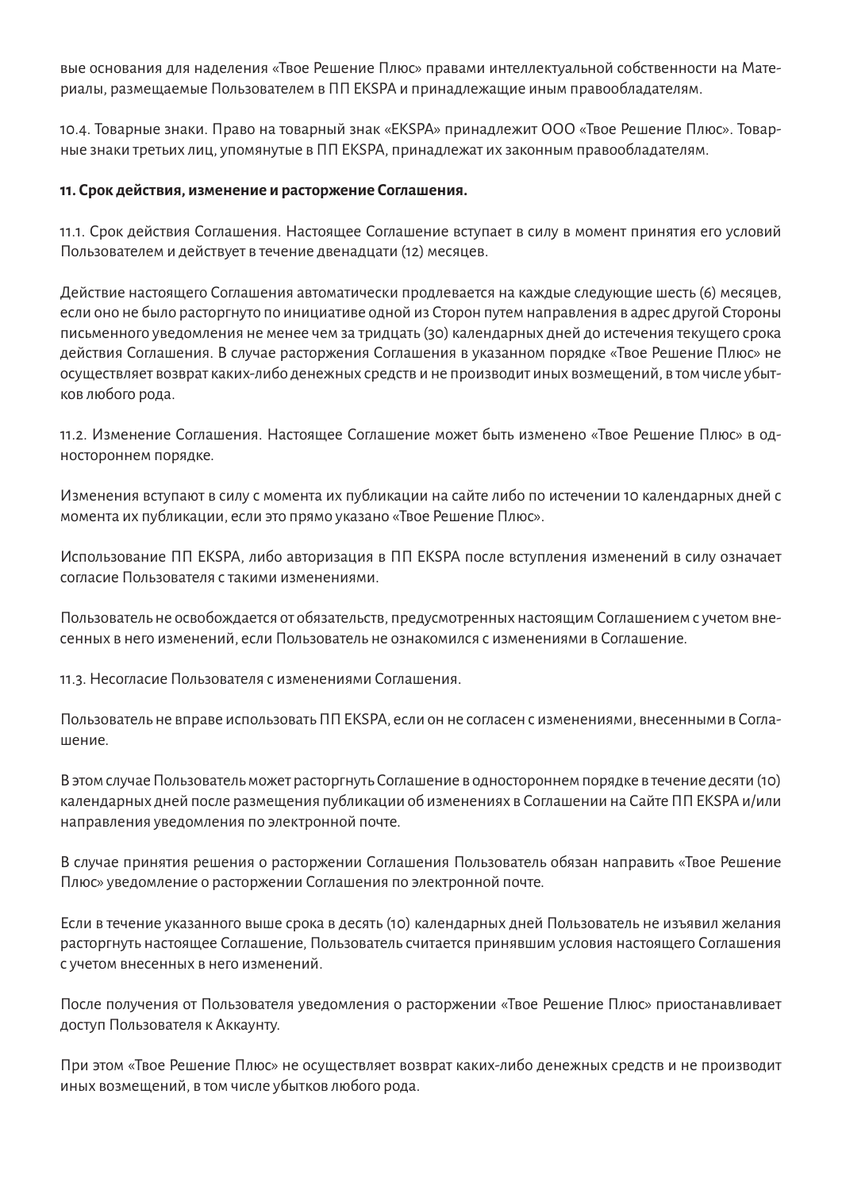вые основания для наделения «Твое Решение Плюс» правами интеллектуальной собственности на Материалы, размещаемые Пользователем в ПП EKSPA и принадлежащие иным правообладателям.

10.4. Товарные знаки. Право на товарный знак «EKSPA» принадлежит ООО «Твое Решение Плюс». Товарные знаки третьих лиц, упомянутые в ПП EKSPA, принадлежат их законным правообладателям.

**11. Срок действия, изменение и расторжение Соглашения.**

11.1. Срок действия Соглашения. Настоящее Соглашение вступает в силу в момент принятия его условий Пользователем и действует в течение двенадцати (12) месяцев.

Действие настоящего Соглашения автоматически продлевается на каждые следующие шесть (6) месяцев, если оно не было расторгнуто по инициативе одной из Сторон путем направления в адрес другой Стороны письменного уведомления не менее чем за тридцать (30) календарных дней до истечения текущего срока действия Соглашения. В случае расторжения Соглашения в указанном порядке «Твое Решение Плюс» не осуществляет возврат каких-либо денежных средств и не производит иных возмещений, в том числе убытков любого рода.

11.2. Изменение Соглашения. Настоящее Соглашение может быть изменено «Твое Решение Плюс» в одностороннем порядке.

Изменения вступают в силу с момента их публикации на сайте либо по истечении 10 календарных дней с момента их публикации, если это прямо указано «Твое Решение Плюс».

Использование ПП EKSPA, либо авторизация в ПП EKSPA после вступления изменений в силу означает согласие Пользователя с такими изменениями.

Пользователь не освобождается от обязательств, предусмотренных настоящим Соглашением с учетом внесенных в него изменений, если Пользователь не ознакомился с изменениями в Соглашение.

11.3. Несогласие Пользователя с изменениями Соглашения.

Пользователь не вправе использовать ПП EKSPA, если он не согласен с изменениями, внесенными в Соглашение.

В этом случае Пользователь может расторгнуть Соглашение в одностороннем порядке в течение десяти (10) календарных дней после размещения публикации об изменениях в Соглашении на Сайте ПП EKSPA и/или направления уведомления по электронной почте.

В случае принятия решения о расторжении Соглашения Пользователь обязан направить «Твое Решение Плюс» уведомление о расторжении Соглашения по электронной почте.

Если в течение указанного выше срока в десять (10) календарных дней Пользователь не изъявил желания расторгнуть настоящее Соглашение, Пользователь считается принявшим условия настоящего Соглашения с учетом внесенных в него изменений.

После получения от Пользователя уведомления о расторжении «Твое Решение Плюс» приостанавливает доступ Пользователя к Аккаунту.

При этом «Твое Решение Плюс» не осуществляет возврат каких-либо денежных средств и не производит иных возмещений, в том числе убытков любого рода.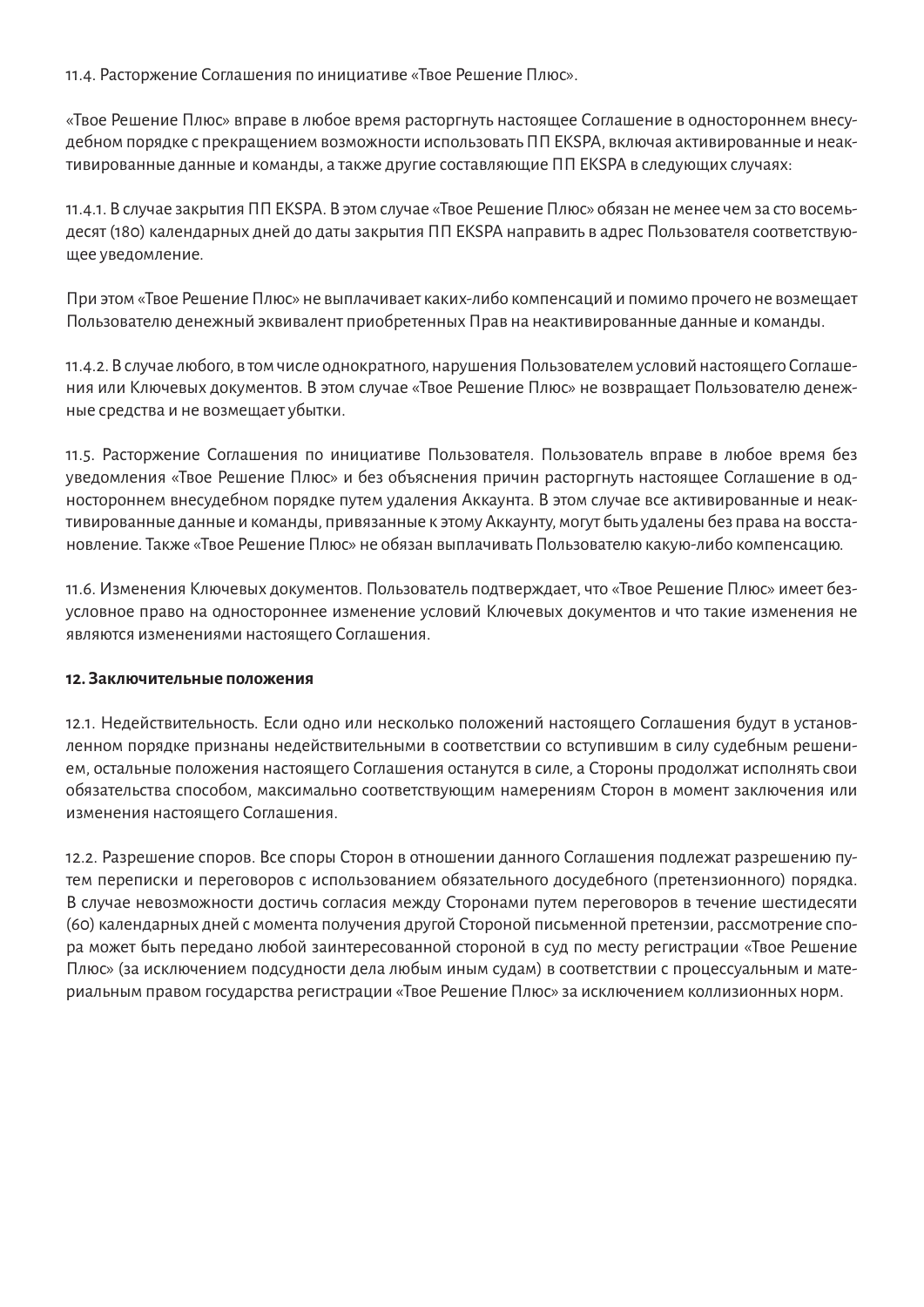11.4. Расторжение Соглашения по инициативе «Твое Решение Плюс».

«Твое Решение Плюс» вправе в любое время расторгнуть настоящее Соглашение в одностороннем внесудебном порядке с прекращением возможности использовать ПП EKSPA, включая активированные и неактивированные данные и команды, а также другие составляющие ПП EKSPA в следующих случаях:

11.4.1. В случае закрытия ПП EKSPA. В этом случае «Твое Решение Плюс» обязан не менее чем за сто восемьдесят (180) календарных дней до даты закрытия ПП EKSPA направить в адрес Пользователя соответствующее уведомление.

При этом «Твое Решение Плюс» не выплачивает каких-либо компенсаций и помимо прочего не возмещает Пользователю денежный эквивалент приобретенных Прав на неактивированные данные и команды.

11.4.2. В случае любого, в том числе однократного, нарушения Пользователем условий настоящего Соглашения или Ключевых документов. В этом случае «Твое Решение Плюс» не возвращает Пользователю денежные средства и не возмещает убытки.

11.5. Расторжение Соглашения по инициативе Пользователя. Пользователь вправе в любое время без уведомления «Твое Решение Плюс» и без объяснения причин расторгнуть настоящее Соглашение в одностороннем внесудебном порядке путем удаления Аккаунта. В этом случае все активированные и неактивированные данные и команды, привязанные к этому Аккаунту, могут быть удалены без права на восстановление. Также «Твое Решение Плюс» не обязан выплачивать Пользователю какую-либо компенсацию.

11.6. Изменения Ключевых документов. Пользователь подтверждает, что «Твое Решение Плюс» имеет безусловное право на одностороннее изменение условий Ключевых документов и что такие изменения не являются изменениями настоящего Соглашения.

**12. Заключительные положения**

12.1. Недействительность. Если одно или несколько положений настоящего Соглашения будут в установленном порядке признаны недействительными в соответствии со вступившим в силу судебным решением, остальные положения настоящего Соглашения останутся в силе, а Стороны продолжат исполнять свои обязательства способом, максимально соответствующим намерениям Сторон в момент заключения или изменения настоящего Соглашения.

12.2. Разрешение споров. Все споры Сторон в отношении данного Соглашения подлежат разрешению путем переписки и переговоров с использованием обязательного досудебного (претензионного) порядка. В случае невозможности достичь согласия между Сторонами путем переговоров в течение шестидесяти (60) календарных дней с момента получения другой Стороной письменной претензии, рассмотрение спора может быть передано любой заинтересованной стороной в суд по месту регистрации «Твое Решение Плюс» (за исключением подсудности дела любым иным судам) в соответствии с процессуальным и материальным правом государства регистрации «Твое Решение Плюс» за исключением коллизионных норм.